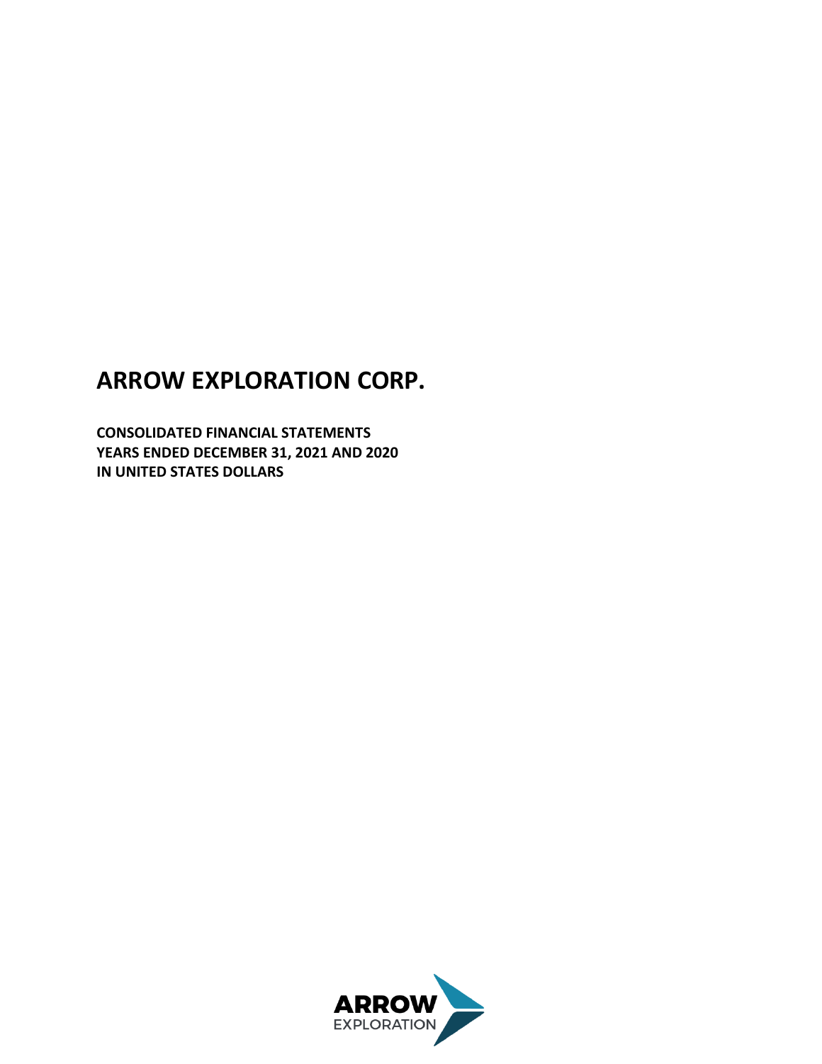# ARROW EXPLORATION CORP.

**CONSOLIDATED FINANCIAL STATEMENTS**
**YEARS ENDED DECEMBER 31, 2021 AND 2020**
**IN UNITED STATES DOLLARS**

ARROW
EXPLORATION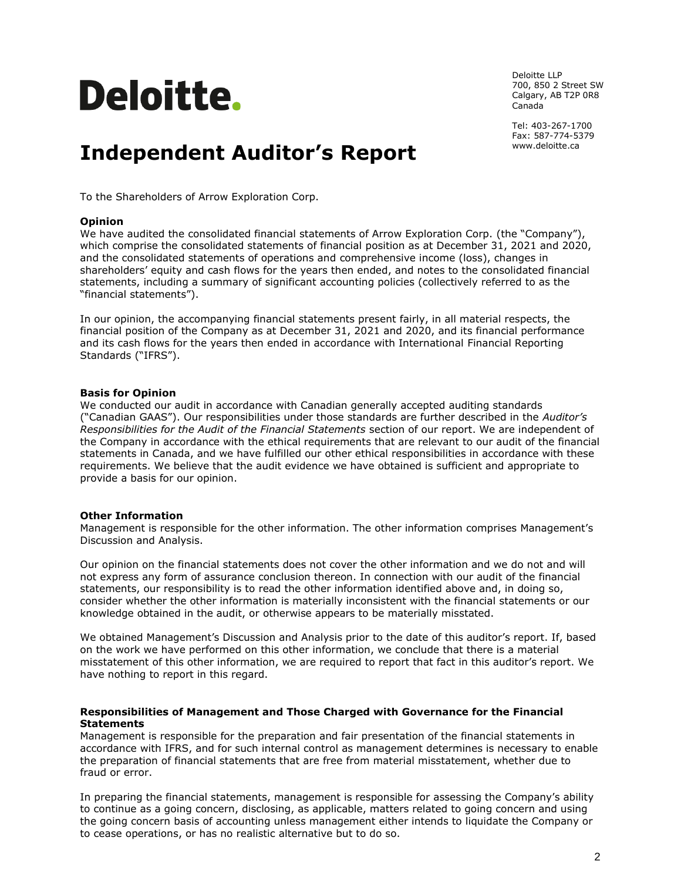**Deloitte.**

Deloitte LLP
700, 850 2 Street SW
Calgary, AB T2P 0R8
Canada

Tel: 403-267-1700
Fax: 587-774-5379
www.deloitte.ca

# Independent Auditor's Report

To the Shareholders of Arrow Exploration Corp.

**Opinion**

We have audited the consolidated financial statements of Arrow Exploration Corp. (the "Company"), which comprise the consolidated statements of financial position as at December 31, 2021 and 2020, and the consolidated statements of operations and comprehensive income (loss), changes in shareholders' equity and cash flows for the years then ended, and notes to the consolidated financial statements, including a summary of significant accounting policies (collectively referred to as the "financial statements").

In our opinion, the accompanying financial statements present fairly, in all material respects, the financial position of the Company as at December 31, 2021 and 2020, and its financial performance and its cash flows for the years then ended in accordance with International Financial Reporting Standards ("IFRS").

**Basis for Opinion**

We conducted our audit in accordance with Canadian generally accepted auditing standards ("Canadian GAAS"). Our responsibilities under those standards are further described in the *Auditor's Responsibilities for the Audit of the Financial Statements* section of our report. We are independent of the Company in accordance with the ethical requirements that are relevant to our audit of the financial statements in Canada, and we have fulfilled our other ethical responsibilities in accordance with these requirements. We believe that the audit evidence we have obtained is sufficient and appropriate to provide a basis for our opinion.

**Other Information**

Management is responsible for the other information. The other information comprises Management's Discussion and Analysis.

Our opinion on the financial statements does not cover the other information and we do not and will not express any form of assurance conclusion thereon. In connection with our audit of the financial statements, our responsibility is to read the other information identified above and, in doing so, consider whether the other information is materially inconsistent with the financial statements or our knowledge obtained in the audit, or otherwise appears to be materially misstated.

We obtained Management's Discussion and Analysis prior to the date of this auditor's report. If, based on the work we have performed on this other information, we conclude that there is a material misstatement of this other information, we are required to report that fact in this auditor's report. We have nothing to report in this regard.

**Responsibilities of Management and Those Charged with Governance for the Financial Statements**

Management is responsible for the preparation and fair presentation of the financial statements in accordance with IFRS, and for such internal control as management determines is necessary to enable the preparation of financial statements that are free from material misstatement, whether due to fraud or error.

In preparing the financial statements, management is responsible for assessing the Company's ability to continue as a going concern, disclosing, as applicable, matters related to going concern and using the going concern basis of accounting unless management either intends to liquidate the Company or to cease operations, or has no realistic alternative but to do so.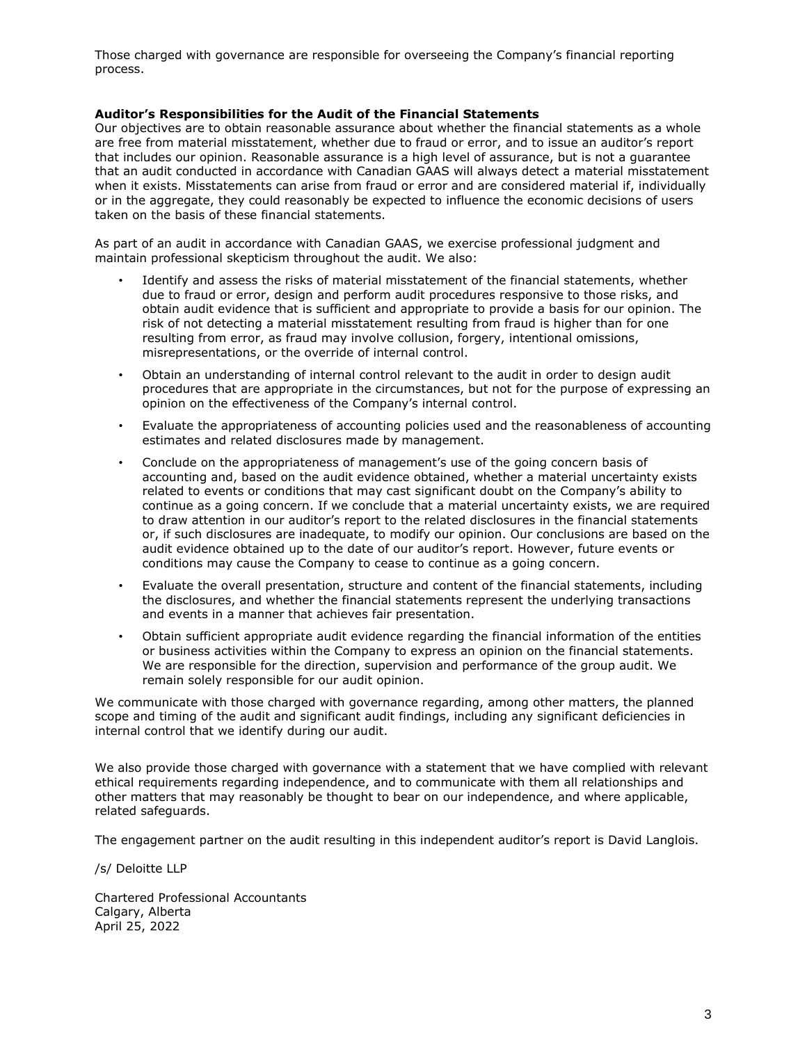Those charged with governance are responsible for overseeing the Company's financial reporting process.

**Auditor's Responsibilities for the Audit of the Financial Statements**

Our objectives are to obtain reasonable assurance about whether the financial statements as a whole are free from material misstatement, whether due to fraud or error, and to issue an auditor's report that includes our opinion. Reasonable assurance is a high level of assurance, but is not a guarantee that an audit conducted in accordance with Canadian GAAS will always detect a material misstatement when it exists. Misstatements can arise from fraud or error and are considered material if, individually or in the aggregate, they could reasonably be expected to influence the economic decisions of users taken on the basis of these financial statements.

As part of an audit in accordance with Canadian GAAS, we exercise professional judgment and maintain professional skepticism throughout the audit. We also:

- Identify and assess the risks of material misstatement of the financial statements, whether due to fraud or error, design and perform audit procedures responsive to those risks, and obtain audit evidence that is sufficient and appropriate to provide a basis for our opinion. The risk of not detecting a material misstatement resulting from fraud is higher than for one resulting from error, as fraud may involve collusion, forgery, intentional omissions, misrepresentations, or the override of internal control.
- Obtain an understanding of internal control relevant to the audit in order to design audit procedures that are appropriate in the circumstances, but not for the purpose of expressing an opinion on the effectiveness of the Company's internal control.
- Evaluate the appropriateness of accounting policies used and the reasonableness of accounting estimates and related disclosures made by management.
- Conclude on the appropriateness of management's use of the going concern basis of accounting and, based on the audit evidence obtained, whether a material uncertainty exists related to events or conditions that may cast significant doubt on the Company's ability to continue as a going concern. If we conclude that a material uncertainty exists, we are required to draw attention in our auditor's report to the related disclosures in the financial statements or, if such disclosures are inadequate, to modify our opinion. Our conclusions are based on the audit evidence obtained up to the date of our auditor's report. However, future events or conditions may cause the Company to cease to continue as a going concern.
- Evaluate the overall presentation, structure and content of the financial statements, including the disclosures, and whether the financial statements represent the underlying transactions and events in a manner that achieves fair presentation.
- Obtain sufficient appropriate audit evidence regarding the financial information of the entities or business activities within the Company to express an opinion on the financial statements. We are responsible for the direction, supervision and performance of the group audit. We remain solely responsible for our audit opinion.

We communicate with those charged with governance regarding, among other matters, the planned scope and timing of the audit and significant audit findings, including any significant deficiencies in internal control that we identify during our audit.

We also provide those charged with governance with a statement that we have complied with relevant ethical requirements regarding independence, and to communicate with them all relationships and other matters that may reasonably be thought to bear on our independence, and where applicable, related safeguards.

The engagement partner on the audit resulting in this independent auditor's report is David Langlois.

/s/ Deloitte LLP

Chartered Professional Accountants
Calgary, Alberta
April 25, 2022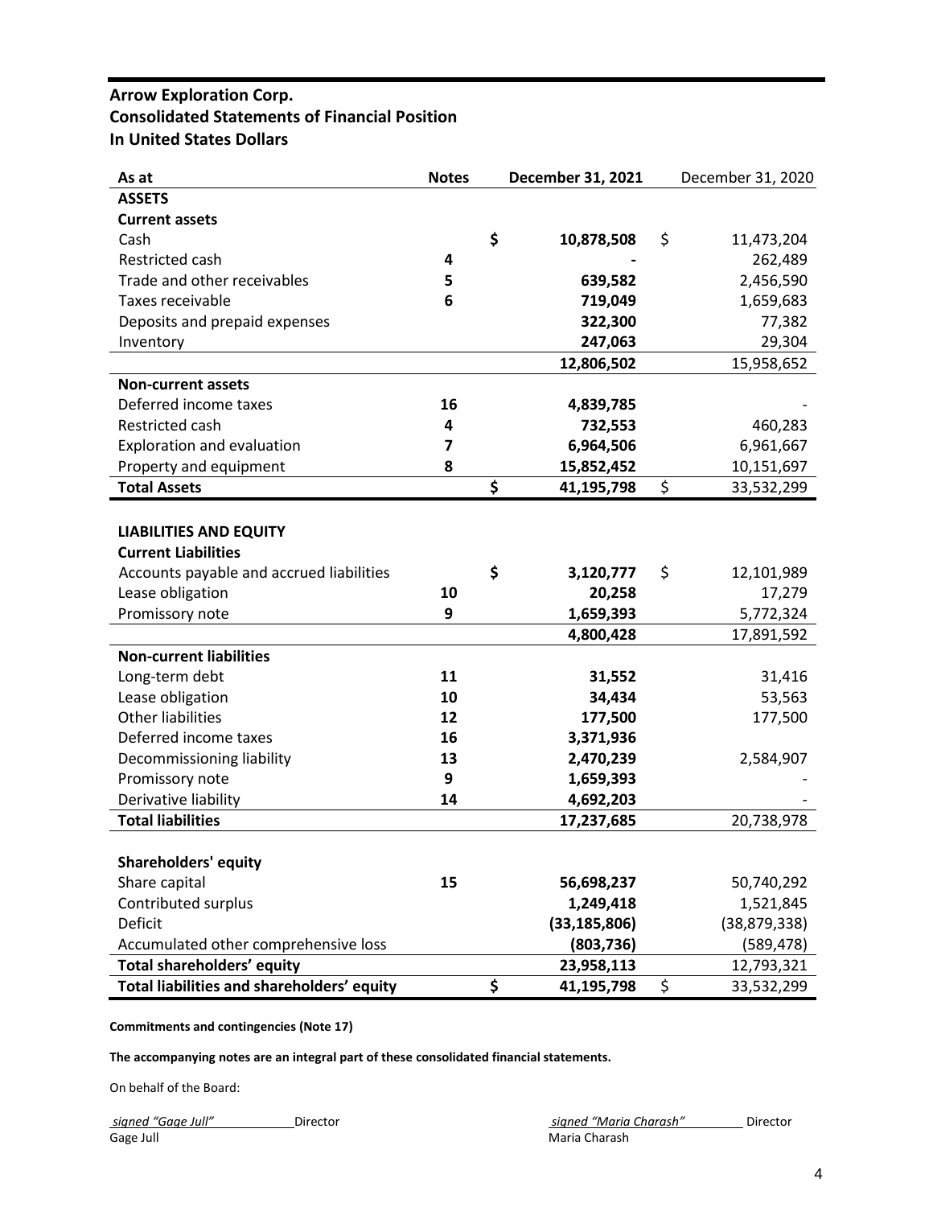# Arrow Exploration Corp.
## Consolidated Statements of Financial Position
### In United States Dollars

| As at | Notes | December 31, 2021 | December 31, 2020 |
|---|---|---|---|
| **ASSETS** | | | |
| **Current assets** | | | |
| Cash | | **$ 10,878,508** | $ 11,473,204 |
| Restricted cash | 4 | **-** | 262,489 |
| Trade and other receivables | 5 | **639,582** | 2,456,590 |
| Taxes receivable | 6 | **719,049** | 1,659,683 |
| Deposits and prepaid expenses | | **322,300** | 77,382 |
| Inventory | | **247,063** | 29,304 |
| | | **12,806,502** | 15,958,652 |
| **Non-current assets** | | | |
| Deferred income taxes | 16 | **4,839,785** | - |
| Restricted cash | 4 | **732,553** | 460,283 |
| Exploration and evaluation | 7 | **6,964,506** | 6,961,667 |
| Property and equipment | 8 | **15,852,452** | 10,151,697 |
| **Total Assets** | | **$ 41,195,798** | $ 33,532,299 |
| | | | |
| **LIABILITIES AND EQUITY** | | | |
| **Current Liabilities** | | | |
| Accounts payable and accrued liabilities | | **$ 3,120,777** | $ 12,101,989 |
| Lease obligation | 10 | **20,258** | 17,279 |
| Promissory note | 9 | **1,659,393** | 5,772,324 |
| | | **4,800,428** | 17,891,592 |
| **Non-current liabilities** | | | |
| Long-term debt | 11 | **31,552** | 31,416 |
| Lease obligation | 10 | **34,434** | 53,563 |
| Other liabilities | 12 | **177,500** | 177,500 |
| Deferred income taxes | 16 | **3,371,936** | |
| Decommissioning liability | 13 | **2,470,239** | 2,584,907 |
| Promissory note | 9 | **1,659,393** | - |
| Derivative liability | 14 | **4,692,203** | - |
| **Total liabilities** | | **17,237,685** | 20,738,978 |
| | | | |
| **Shareholders' equity** | | | |
| Share capital | 15 | **56,698,237** | 50,740,292 |
| Contributed surplus | | **1,249,418** | 1,521,845 |
| Deficit | | **(33,185,806)** | (38,879,338) |
| Accumulated other comprehensive loss | | **(803,736)** | (589,478) |
| **Total shareholders' equity** | | **23,958,113** | 12,793,321 |
| **Total liabilities and shareholders' equity** | | **$ 41,195,798** | $ 33,532,299 |

**Commitments and contingencies (Note 17)**

**The accompanying notes are an integral part of these consolidated financial statements.**

On behalf of the Board:

*signed "Gage Jull"* Director
Gage Jull

*signed "Maria Charash"* Director
Maria Charash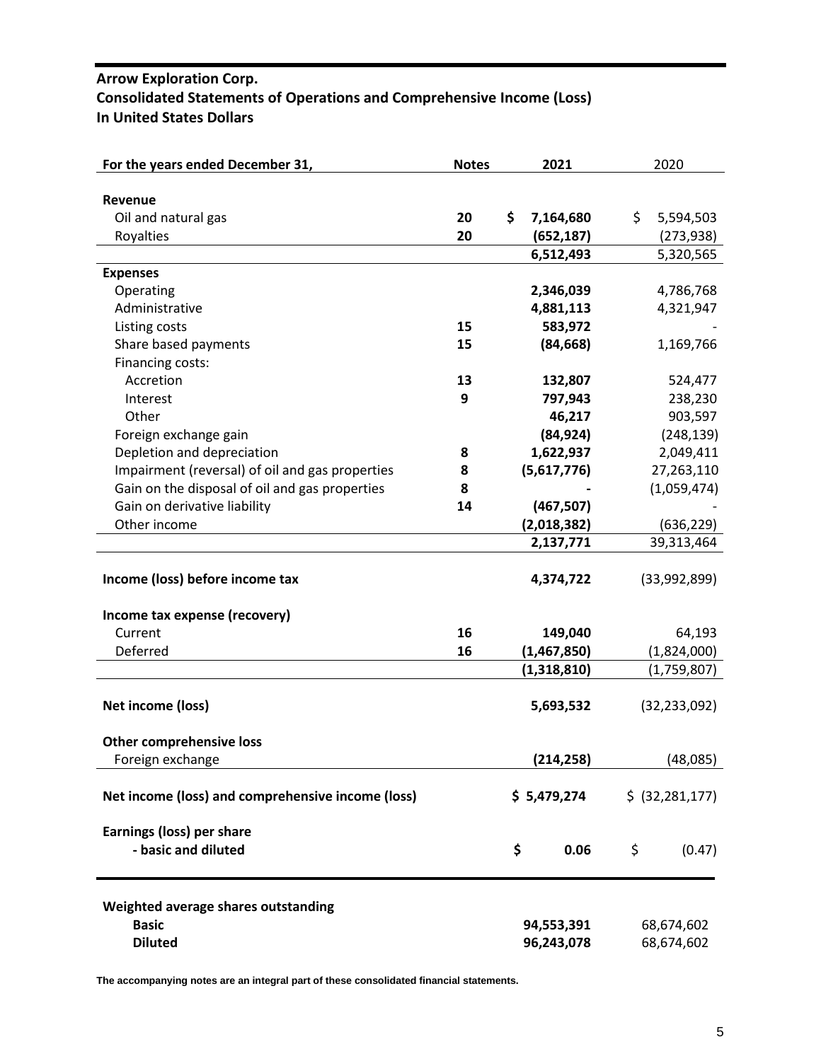**Arrow Exploration Corp.**
**Consolidated Statements of Operations and Comprehensive Income (Loss)**
**In United States Dollars**

| For the years ended December 31, | Notes | 2021 | 2020 |
|---|---|---|---|
| **Revenue** | | | |
| Oil and natural gas | **20** | **$ 7,164,680** | $ 5,594,503 |
| Royalties | **20** | **(652,187)** | (273,938) |
| | | **6,512,493** | 5,320,565 |
| **Expenses** | | | |
| Operating | | **2,346,039** | 4,786,768 |
| Administrative | | **4,881,113** | 4,321,947 |
| Listing costs | **15** | **583,972** | - |
| Share based payments | **15** | **(84,668)** | 1,169,766 |
| Financing costs: | | | |
| Accretion | **13** | **132,807** | 524,477 |
| Interest | **9** | **797,943** | 238,230 |
| Other | | **46,217** | 903,597 |
| Foreign exchange gain | | **(84,924)** | (248,139) |
| Depletion and depreciation | **8** | **1,622,937** | 2,049,411 |
| Impairment (reversal) of oil and gas properties | **8** | **(5,617,776)** | 27,263,110 |
| Gain on the disposal of oil and gas properties | **8** | **-** | (1,059,474) |
| Gain on derivative liability | **14** | **(467,507)** | - |
| Other income | | **(2,018,382)** | (636,229) |
| | | **2,137,771** | 39,313,464 |
| **Income (loss) before income tax** | | **4,374,722** | (33,992,899) |
| **Income tax expense (recovery)** | | | |
| Current | **16** | **149,040** | 64,193 |
| Deferred | **16** | **(1,467,850)** | (1,824,000) |
| | | **(1,318,810)** | (1,759,807) |
| **Net income (loss)** | | **5,693,532** | (32,233,092) |
| **Other comprehensive loss** | | | |
| Foreign exchange | | **(214,258)** | (48,085) |
| **Net income (loss) and comprehensive income (loss)** | | **$ 5,479,274** | $ (32,281,177) |
| **Earnings (loss) per share** | | | |
| **- basic and diluted** | | **$ 0.06** | $ (0.47) |
| **Weighted average shares outstanding** | | | |
| **Basic** | | **94,553,391** | 68,674,602 |
| **Diluted** | | **96,243,078** | 68,674,602 |

**The accompanying notes are an integral part of these consolidated financial statements.**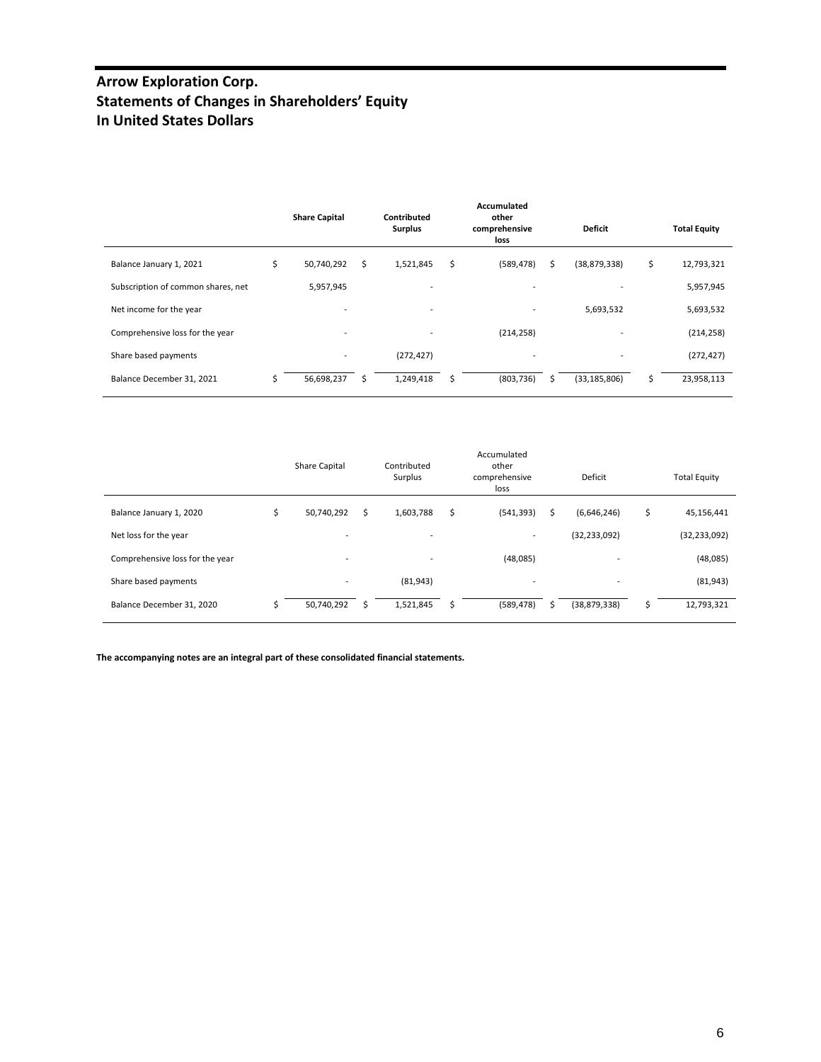# Arrow Exploration Corp.
# Statements of Changes in Shareholders' Equity
# In United States Dollars

| | Share Capital | Contributed Surplus | Accumulated other comprehensive loss | Deficit | Total Equity |
|---|---|---|---|---|---|
| Balance January 1, 2021 | $ 50,740,292 | $ 1,521,845 | $ (589,478) | $ (38,879,338) | $ 12,793,321 |
| Subscription of common shares, net | 5,957,945 | - | - | - | 5,957,945 |
| Net income for the year | - | - | - | 5,693,532 | 5,693,532 |
| Comprehensive loss for the year | - | - | (214,258) | - | (214,258) |
| Share based payments | - | (272,427) | - | - | (272,427) |
| Balance December 31, 2021 | $ 56,698,237 | $ 1,249,418 | $ (803,736) | $ (33,185,806) | $ 23,958,113 |

| | Share Capital | Contributed Surplus | Accumulated other comprehensive loss | Deficit | Total Equity |
|---|---|---|---|---|---|
| Balance January 1, 2020 | $ 50,740,292 | $ 1,603,788 | $ (541,393) | $ (6,646,246) | $ 45,156,441 |
| Net loss for the year | - | - | - | (32,233,092) | (32,233,092) |
| Comprehensive loss for the year | - | - | (48,085) | - | (48,085) |
| Share based payments | - | (81,943) | - | - | (81,943) |
| Balance December 31, 2020 | $ 50,740,292 | $ 1,521,845 | $ (589,478) | $ (38,879,338) | $ 12,793,321 |

**The accompanying notes are an integral part of these consolidated financial statements.**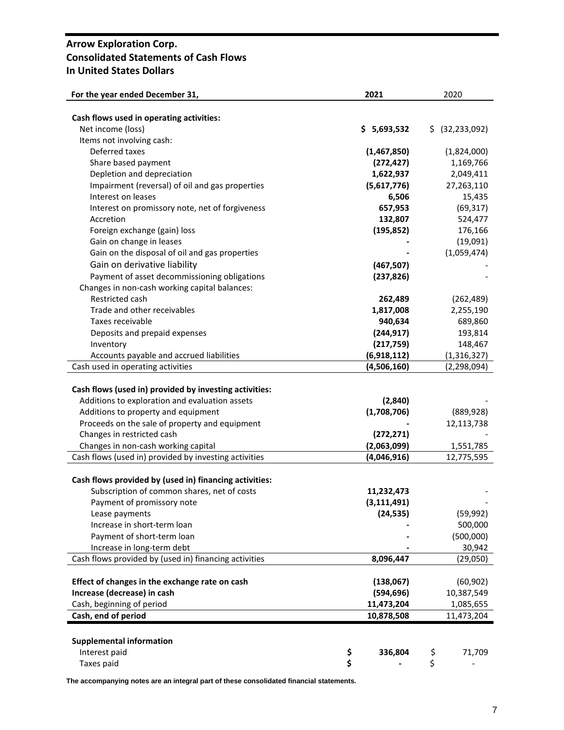# Arrow Exploration Corp.
## Consolidated Statements of Cash Flows
## In United States Dollars

| For the year ended December 31, | 2021 | 2020 |
|---|---|---|
| **Cash flows used in operating activities:** | | |
| Net income (loss) | **$ 5,693,532** | $ (32,233,092) |
| Items not involving cash: | | |
| Deferred taxes | **(1,467,850)** | (1,824,000) |
| Share based payment | **(272,427)** | 1,169,766 |
| Depletion and depreciation | **1,622,937** | 2,049,411 |
| Impairment (reversal) of oil and gas properties | **(5,617,776)** | 27,263,110 |
| Interest on leases | **6,506** | 15,435 |
| Interest on promissory note, net of forgiveness | **657,953** | (69,317) |
| Accretion | **132,807** | 524,477 |
| Foreign exchange (gain) loss | **(195,852)** | 176,166 |
| Gain on change in leases | **-** | (19,091) |
| Gain on the disposal of oil and gas properties | **-** | (1,059,474) |
| Gain on derivative liability | **(467,507)** | - |
| Payment of asset decommissioning obligations | **(237,826)** | - |
| Changes in non-cash working capital balances: | | |
| Restricted cash | **262,489** | (262,489) |
| Trade and other receivables | **1,817,008** | 2,255,190 |
| Taxes receivable | **940,634** | 689,860 |
| Deposits and prepaid expenses | **(244,917)** | 193,814 |
| Inventory | **(217,759)** | 148,467 |
| Accounts payable and accrued liabilities | **(6,918,112)** | (1,316,327) |
| Cash used in operating activities | **(4,506,160)** | (2,298,094) |
| | | |
| **Cash flows (used in) provided by investing activities:** | | |
| Additions to exploration and evaluation assets | **(2,840)** | - |
| Additions to property and equipment | **(1,708,706)** | (889,928) |
| Proceeds on the sale of property and equipment | **-** | 12,113,738 |
| Changes in restricted cash | **(272,271)** | - |
| Changes in non-cash working capital | **(2,063,099)** | 1,551,785 |
| Cash flows (used in) provided by investing activities | **(4,046,916)** | 12,775,595 |
| | | |
| **Cash flows provided by (used in) financing activities:** | | |
| Subscription of common shares, net of costs | **11,232,473** | - |
| Payment of promissory note | **(3,111,491)** | - |
| Lease payments | **(24,535)** | (59,992) |
| Increase in short-term loan | **-** | 500,000 |
| Payment of short-term loan | **-** | (500,000) |
| Increase in long-term debt | **-** | 30,942 |
| Cash flows provided by (used in) financing activities | **8,096,447** | (29,050) |
| | | |
| **Effect of changes in the exchange rate on cash** | **(138,067)** | (60,902) |
| **Increase (decrease) in cash** | **(594,696)** | 10,387,549 |
| Cash, beginning of period | **11,473,204** | 1,085,655 |
| **Cash, end of period** | **10,878,508** | 11,473,204 |
| | | |
| **Supplemental information** | | |
| Interest paid | **$ 336,804** | $ 71,709 |
| Taxes paid | **$ -** | $ - |

**The accompanying notes are an integral part of these consolidated financial statements.**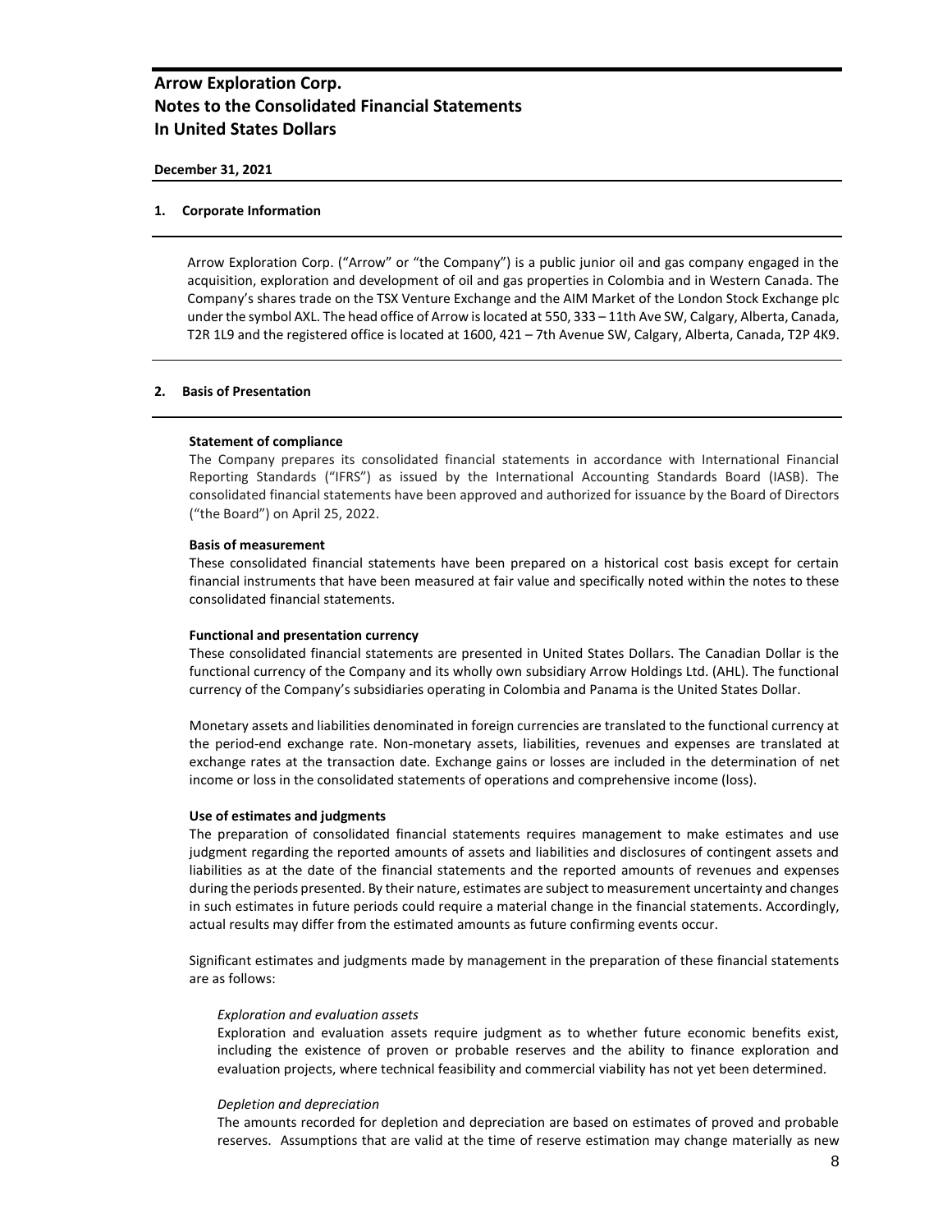**December 31, 2021**

## 1. Corporate Information

Arrow Exploration Corp. ("Arrow" or "the Company") is a public junior oil and gas company engaged in the acquisition, exploration and development of oil and gas properties in Colombia and in Western Canada. The Company's shares trade on the TSX Venture Exchange and the AIM Market of the London Stock Exchange plc under the symbol AXL. The head office of Arrow is located at 550, 333 – 11th Ave SW, Calgary, Alberta, Canada, T2R 1L9 and the registered office is located at 1600, 421 – 7th Avenue SW, Calgary, Alberta, Canada, T2P 4K9.

## 2. Basis of Presentation

**Statement of compliance**

The Company prepares its consolidated financial statements in accordance with International Financial Reporting Standards ("IFRS") as issued by the International Accounting Standards Board (IASB). The consolidated financial statements have been approved and authorized for issuance by the Board of Directors ("the Board") on April 25, 2022.

**Basis of measurement**

These consolidated financial statements have been prepared on a historical cost basis except for certain financial instruments that have been measured at fair value and specifically noted within the notes to these consolidated financial statements.

**Functional and presentation currency**

These consolidated financial statements are presented in United States Dollars. The Canadian Dollar is the functional currency of the Company and its wholly own subsidiary Arrow Holdings Ltd. (AHL). The functional currency of the Company's subsidiaries operating in Colombia and Panama is the United States Dollar.

Monetary assets and liabilities denominated in foreign currencies are translated to the functional currency at the period-end exchange rate. Non-monetary assets, liabilities, revenues and expenses are translated at exchange rates at the transaction date. Exchange gains or losses are included in the determination of net income or loss in the consolidated statements of operations and comprehensive income (loss).

**Use of estimates and judgments**

The preparation of consolidated financial statements requires management to make estimates and use judgment regarding the reported amounts of assets and liabilities and disclosures of contingent assets and liabilities as at the date of the financial statements and the reported amounts of revenues and expenses during the periods presented. By their nature, estimates are subject to measurement uncertainty and changes in such estimates in future periods could require a material change in the financial statements. Accordingly, actual results may differ from the estimated amounts as future confirming events occur.

Significant estimates and judgments made by management in the preparation of these financial statements are as follows:

*Exploration and evaluation assets*

Exploration and evaluation assets require judgment as to whether future economic benefits exist, including the existence of proven or probable reserves and the ability to finance exploration and evaluation projects, where technical feasibility and commercial viability has not yet been determined.

*Depletion and depreciation*

The amounts recorded for depletion and depreciation are based on estimates of proved and probable reserves. Assumptions that are valid at the time of reserve estimation may change materially as new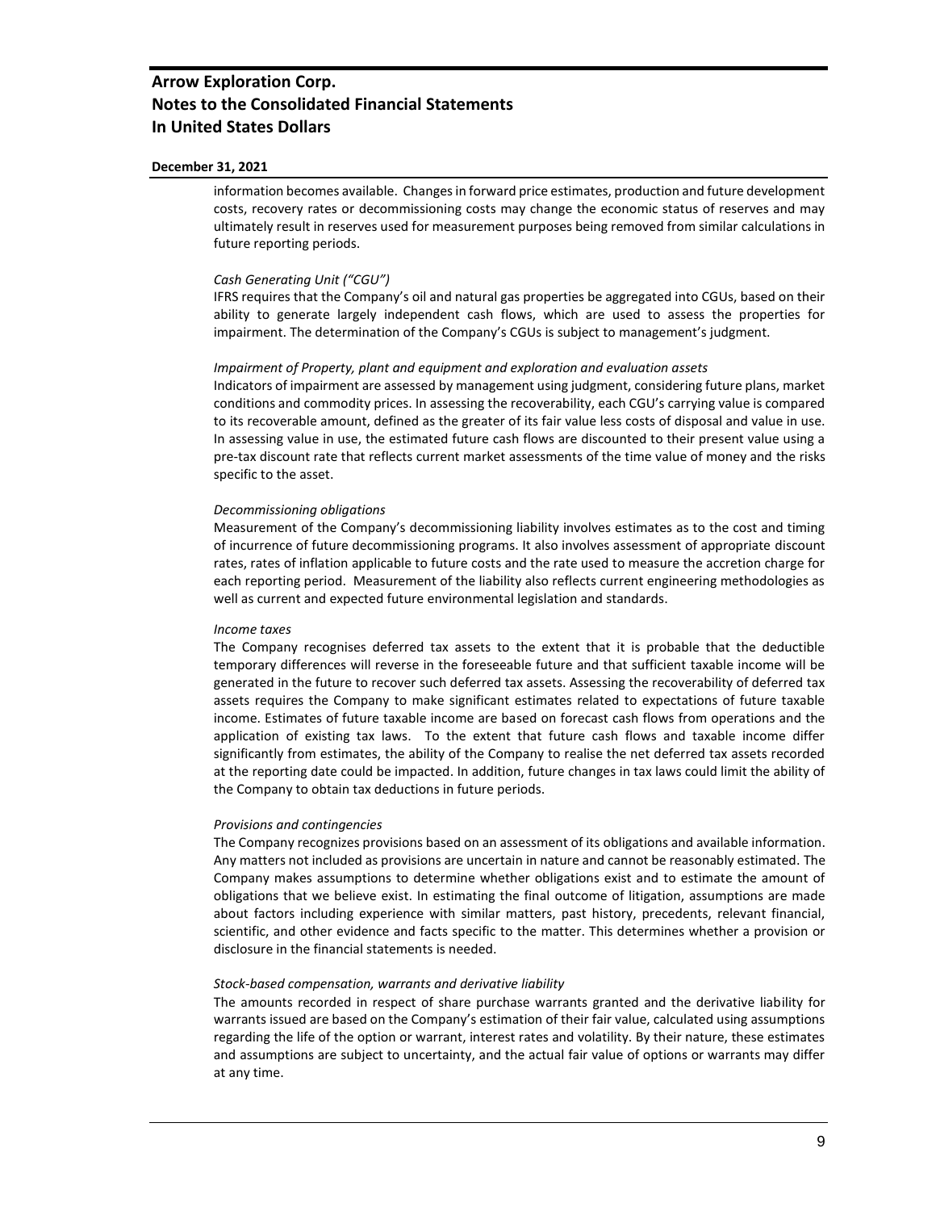information becomes available. Changes in forward price estimates, production and future development costs, recovery rates or decommissioning costs may change the economic status of reserves and may ultimately result in reserves used for measurement purposes being removed from similar calculations in future reporting periods.

*Cash Generating Unit ("CGU")*

IFRS requires that the Company's oil and natural gas properties be aggregated into CGUs, based on their ability to generate largely independent cash flows, which are used to assess the properties for impairment. The determination of the Company's CGUs is subject to management's judgment.

*Impairment of Property, plant and equipment and exploration and evaluation assets*

Indicators of impairment are assessed by management using judgment, considering future plans, market conditions and commodity prices. In assessing the recoverability, each CGU's carrying value is compared to its recoverable amount, defined as the greater of its fair value less costs of disposal and value in use. In assessing value in use, the estimated future cash flows are discounted to their present value using a pre-tax discount rate that reflects current market assessments of the time value of money and the risks specific to the asset.

*Decommissioning obligations*

Measurement of the Company's decommissioning liability involves estimates as to the cost and timing of incurrence of future decommissioning programs. It also involves assessment of appropriate discount rates, rates of inflation applicable to future costs and the rate used to measure the accretion charge for each reporting period. Measurement of the liability also reflects current engineering methodologies as well as current and expected future environmental legislation and standards.

*Income taxes*

The Company recognises deferred tax assets to the extent that it is probable that the deductible temporary differences will reverse in the foreseeable future and that sufficient taxable income will be generated in the future to recover such deferred tax assets. Assessing the recoverability of deferred tax assets requires the Company to make significant estimates related to expectations of future taxable income. Estimates of future taxable income are based on forecast cash flows from operations and the application of existing tax laws. To the extent that future cash flows and taxable income differ significantly from estimates, the ability of the Company to realise the net deferred tax assets recorded at the reporting date could be impacted. In addition, future changes in tax laws could limit the ability of the Company to obtain tax deductions in future periods.

*Provisions and contingencies*

The Company recognizes provisions based on an assessment of its obligations and available information. Any matters not included as provisions are uncertain in nature and cannot be reasonably estimated. The Company makes assumptions to determine whether obligations exist and to estimate the amount of obligations that we believe exist. In estimating the final outcome of litigation, assumptions are made about factors including experience with similar matters, past history, precedents, relevant financial, scientific, and other evidence and facts specific to the matter. This determines whether a provision or disclosure in the financial statements is needed.

*Stock-based compensation, warrants and derivative liability*

The amounts recorded in respect of share purchase warrants granted and the derivative liability for warrants issued are based on the Company's estimation of their fair value, calculated using assumptions regarding the life of the option or warrant, interest rates and volatility. By their nature, these estimates and assumptions are subject to uncertainty, and the actual fair value of options or warrants may differ at any time.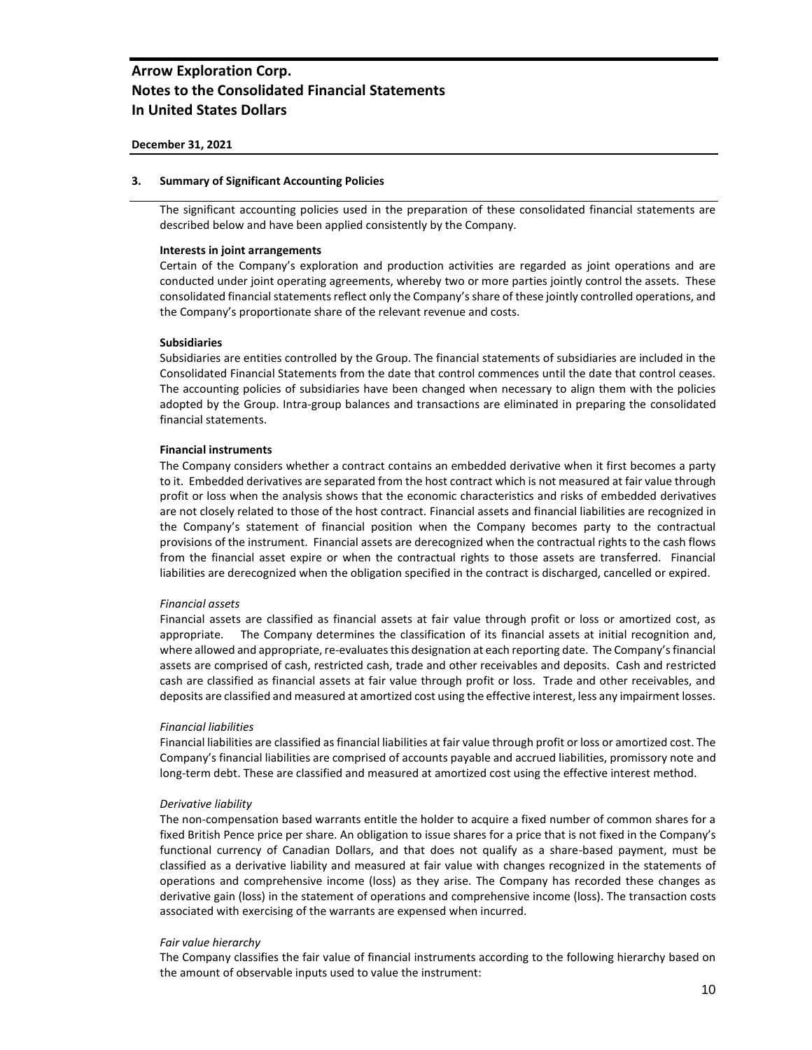## 3. Summary of Significant Accounting Policies

The significant accounting policies used in the preparation of these consolidated financial statements are described below and have been applied consistently by the Company.

**Interests in joint arrangements**

Certain of the Company's exploration and production activities are regarded as joint operations and are conducted under joint operating agreements, whereby two or more parties jointly control the assets. These consolidated financial statements reflect only the Company's share of these jointly controlled operations, and the Company's proportionate share of the relevant revenue and costs.

**Subsidiaries**

Subsidiaries are entities controlled by the Group. The financial statements of subsidiaries are included in the Consolidated Financial Statements from the date that control commences until the date that control ceases. The accounting policies of subsidiaries have been changed when necessary to align them with the policies adopted by the Group. Intra-group balances and transactions are eliminated in preparing the consolidated financial statements.

**Financial instruments**

The Company considers whether a contract contains an embedded derivative when it first becomes a party to it. Embedded derivatives are separated from the host contract which is not measured at fair value through profit or loss when the analysis shows that the economic characteristics and risks of embedded derivatives are not closely related to those of the host contract. Financial assets and financial liabilities are recognized in the Company's statement of financial position when the Company becomes party to the contractual provisions of the instrument. Financial assets are derecognized when the contractual rights to the cash flows from the financial asset expire or when the contractual rights to those assets are transferred. Financial liabilities are derecognized when the obligation specified in the contract is discharged, cancelled or expired.

*Financial assets*

Financial assets are classified as financial assets at fair value through profit or loss or amortized cost, as appropriate. The Company determines the classification of its financial assets at initial recognition and, where allowed and appropriate, re-evaluates this designation at each reporting date. The Company's financial assets are comprised of cash, restricted cash, trade and other receivables and deposits. Cash and restricted cash are classified as financial assets at fair value through profit or loss. Trade and other receivables, and deposits are classified and measured at amortized cost using the effective interest, less any impairment losses.

*Financial liabilities*

Financial liabilities are classified as financial liabilities at fair value through profit or loss or amortized cost. The Company's financial liabilities are comprised of accounts payable and accrued liabilities, promissory note and long-term debt. These are classified and measured at amortized cost using the effective interest method.

*Derivative liability*

The non-compensation based warrants entitle the holder to acquire a fixed number of common shares for a fixed British Pence price per share. An obligation to issue shares for a price that is not fixed in the Company's functional currency of Canadian Dollars, and that does not qualify as a share-based payment, must be classified as a derivative liability and measured at fair value with changes recognized in the statements of operations and comprehensive income (loss) as they arise. The Company has recorded these changes as derivative gain (loss) in the statement of operations and comprehensive income (loss). The transaction costs associated with exercising of the warrants are expensed when incurred.

*Fair value hierarchy*

The Company classifies the fair value of financial instruments according to the following hierarchy based on the amount of observable inputs used to value the instrument: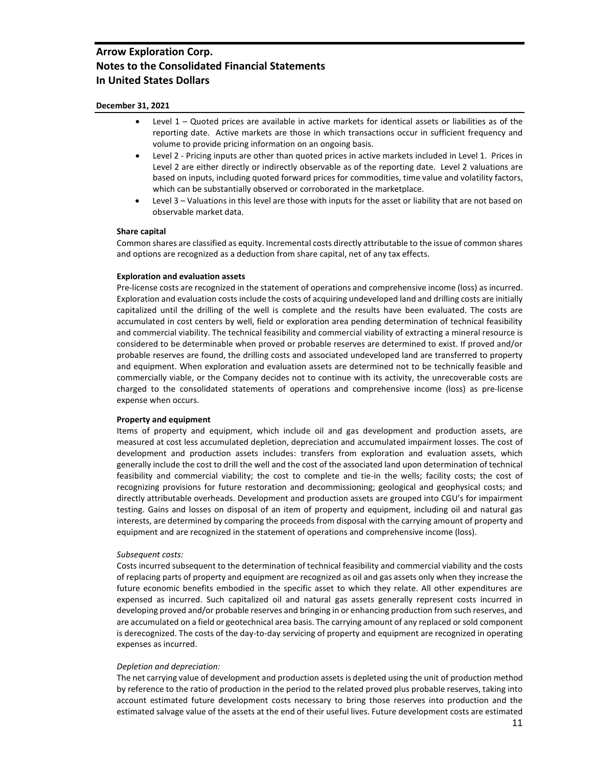- Level 1 – Quoted prices are available in active markets for identical assets or liabilities as of the reporting date. Active markets are those in which transactions occur in sufficient frequency and volume to provide pricing information on an ongoing basis.
- Level 2 - Pricing inputs are other than quoted prices in active markets included in Level 1. Prices in Level 2 are either directly or indirectly observable as of the reporting date. Level 2 valuations are based on inputs, including quoted forward prices for commodities, time value and volatility factors, which can be substantially observed or corroborated in the marketplace.
- Level 3 – Valuations in this level are those with inputs for the asset or liability that are not based on observable market data.

**Share capital**

Common shares are classified as equity. Incremental costs directly attributable to the issue of common shares and options are recognized as a deduction from share capital, net of any tax effects.

**Exploration and evaluation assets**

Pre-license costs are recognized in the statement of operations and comprehensive income (loss) as incurred. Exploration and evaluation costs include the costs of acquiring undeveloped land and drilling costs are initially capitalized until the drilling of the well is complete and the results have been evaluated. The costs are accumulated in cost centers by well, field or exploration area pending determination of technical feasibility and commercial viability. The technical feasibility and commercial viability of extracting a mineral resource is considered to be determinable when proved or probable reserves are determined to exist. If proved and/or probable reserves are found, the drilling costs and associated undeveloped land are transferred to property and equipment. When exploration and evaluation assets are determined not to be technically feasible and commercially viable, or the Company decides not to continue with its activity, the unrecoverable costs are charged to the consolidated statements of operations and comprehensive income (loss) as pre-license expense when occurs.

**Property and equipment**

Items of property and equipment, which include oil and gas development and production assets, are measured at cost less accumulated depletion, depreciation and accumulated impairment losses. The cost of development and production assets includes: transfers from exploration and evaluation assets, which generally include the cost to drill the well and the cost of the associated land upon determination of technical feasibility and commercial viability; the cost to complete and tie-in the wells; facility costs; the cost of recognizing provisions for future restoration and decommissioning; geological and geophysical costs; and directly attributable overheads. Development and production assets are grouped into CGU's for impairment testing. Gains and losses on disposal of an item of property and equipment, including oil and natural gas interests, are determined by comparing the proceeds from disposal with the carrying amount of property and equipment and are recognized in the statement of operations and comprehensive income (loss).

*Subsequent costs:*

Costs incurred subsequent to the determination of technical feasibility and commercial viability and the costs of replacing parts of property and equipment are recognized as oil and gas assets only when they increase the future economic benefits embodied in the specific asset to which they relate. All other expenditures are expensed as incurred. Such capitalized oil and natural gas assets generally represent costs incurred in developing proved and/or probable reserves and bringing in or enhancing production from such reserves, and are accumulated on a field or geotechnical area basis. The carrying amount of any replaced or sold component is derecognized. The costs of the day-to-day servicing of property and equipment are recognized in operating expenses as incurred.

*Depletion and depreciation:*

The net carrying value of development and production assets is depleted using the unit of production method by reference to the ratio of production in the period to the related proved plus probable reserves, taking into account estimated future development costs necessary to bring those reserves into production and the estimated salvage value of the assets at the end of their useful lives. Future development costs are estimated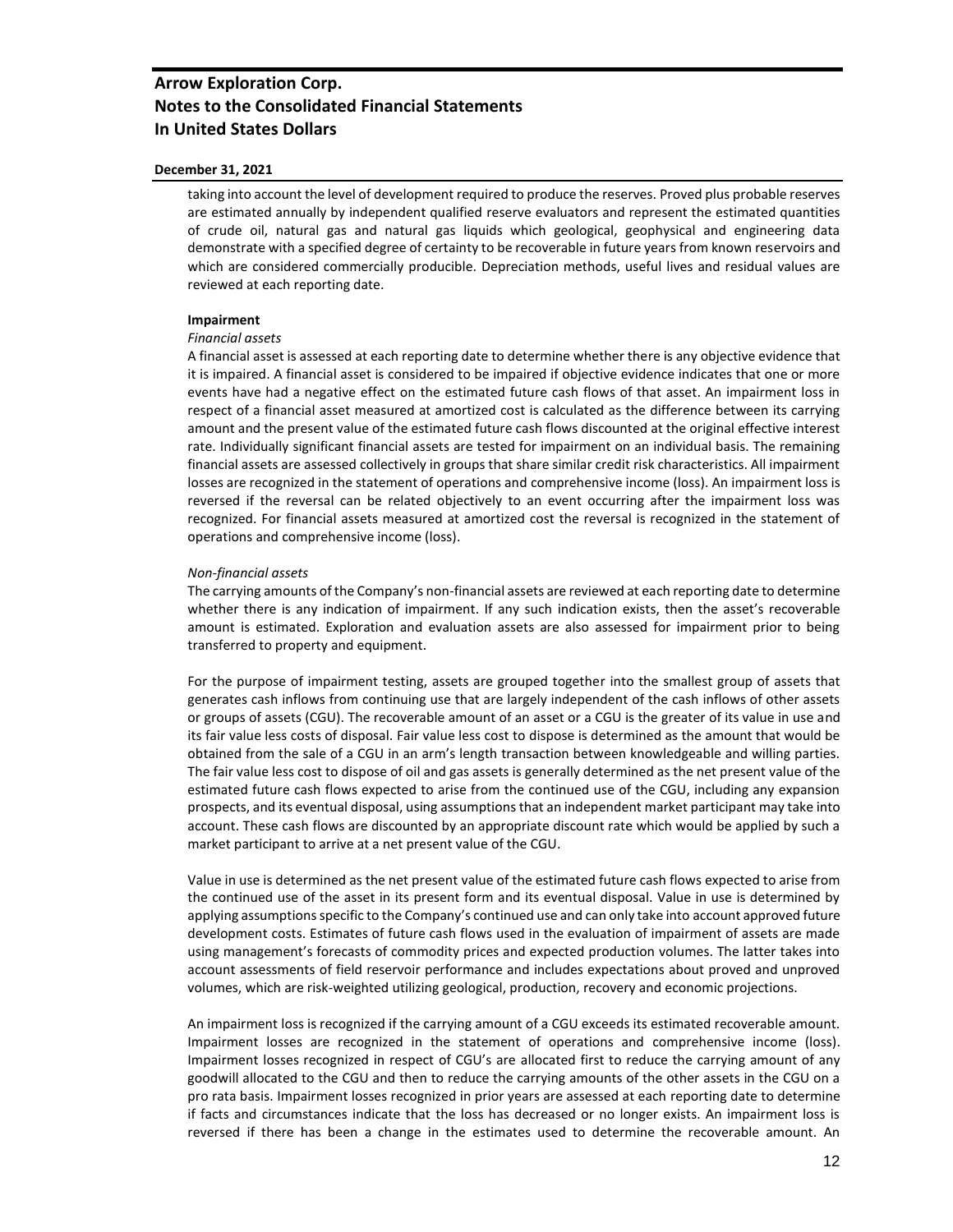taking into account the level of development required to produce the reserves. Proved plus probable reserves are estimated annually by independent qualified reserve evaluators and represent the estimated quantities of crude oil, natural gas and natural gas liquids which geological, geophysical and engineering data demonstrate with a specified degree of certainty to be recoverable in future years from known reservoirs and which are considered commercially producible. Depreciation methods, useful lives and residual values are reviewed at each reporting date.

**Impairment**

*Financial assets*

A financial asset is assessed at each reporting date to determine whether there is any objective evidence that it is impaired. A financial asset is considered to be impaired if objective evidence indicates that one or more events have had a negative effect on the estimated future cash flows of that asset. An impairment loss in respect of a financial asset measured at amortized cost is calculated as the difference between its carrying amount and the present value of the estimated future cash flows discounted at the original effective interest rate. Individually significant financial assets are tested for impairment on an individual basis. The remaining financial assets are assessed collectively in groups that share similar credit risk characteristics. All impairment losses are recognized in the statement of operations and comprehensive income (loss). An impairment loss is reversed if the reversal can be related objectively to an event occurring after the impairment loss was recognized. For financial assets measured at amortized cost the reversal is recognized in the statement of operations and comprehensive income (loss).

*Non-financial assets*

The carrying amounts of the Company's non-financial assets are reviewed at each reporting date to determine whether there is any indication of impairment. If any such indication exists, then the asset's recoverable amount is estimated. Exploration and evaluation assets are also assessed for impairment prior to being transferred to property and equipment.

For the purpose of impairment testing, assets are grouped together into the smallest group of assets that generates cash inflows from continuing use that are largely independent of the cash inflows of other assets or groups of assets (CGU). The recoverable amount of an asset or a CGU is the greater of its value in use and its fair value less costs of disposal. Fair value less cost to dispose is determined as the amount that would be obtained from the sale of a CGU in an arm's length transaction between knowledgeable and willing parties. The fair value less cost to dispose of oil and gas assets is generally determined as the net present value of the estimated future cash flows expected to arise from the continued use of the CGU, including any expansion prospects, and its eventual disposal, using assumptions that an independent market participant may take into account. These cash flows are discounted by an appropriate discount rate which would be applied by such a market participant to arrive at a net present value of the CGU.

Value in use is determined as the net present value of the estimated future cash flows expected to arise from the continued use of the asset in its present form and its eventual disposal. Value in use is determined by applying assumptions specific to the Company's continued use and can only take into account approved future development costs. Estimates of future cash flows used in the evaluation of impairment of assets are made using management's forecasts of commodity prices and expected production volumes. The latter takes into account assessments of field reservoir performance and includes expectations about proved and unproved volumes, which are risk-weighted utilizing geological, production, recovery and economic projections.

An impairment loss is recognized if the carrying amount of a CGU exceeds its estimated recoverable amount. Impairment losses are recognized in the statement of operations and comprehensive income (loss). Impairment losses recognized in respect of CGU's are allocated first to reduce the carrying amount of any goodwill allocated to the CGU and then to reduce the carrying amounts of the other assets in the CGU on a pro rata basis. Impairment losses recognized in prior years are assessed at each reporting date to determine if facts and circumstances indicate that the loss has decreased or no longer exists. An impairment loss is reversed if there has been a change in the estimates used to determine the recoverable amount. An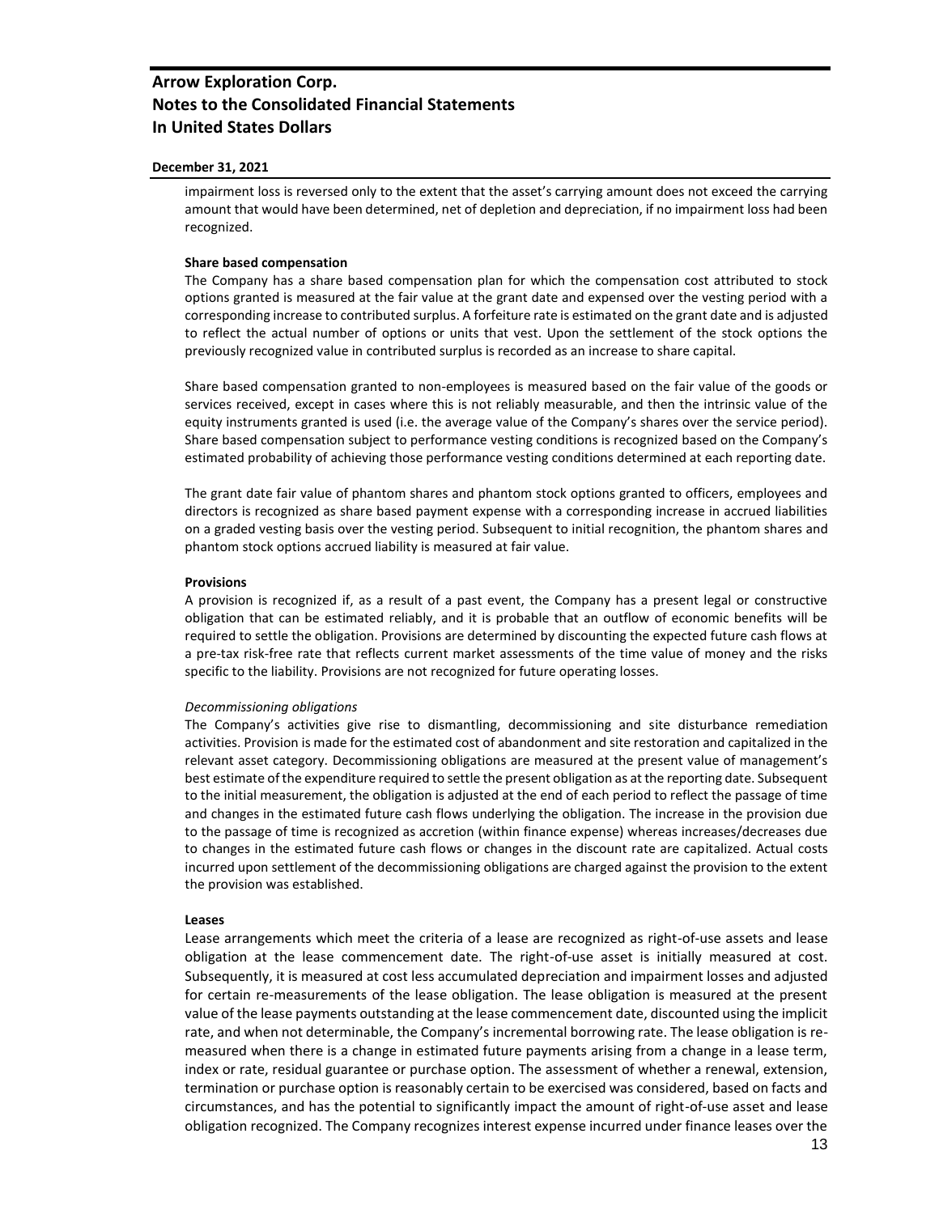impairment loss is reversed only to the extent that the asset's carrying amount does not exceed the carrying amount that would have been determined, net of depletion and depreciation, if no impairment loss had been recognized.

**Share based compensation**

The Company has a share based compensation plan for which the compensation cost attributed to stock options granted is measured at the fair value at the grant date and expensed over the vesting period with a corresponding increase to contributed surplus. A forfeiture rate is estimated on the grant date and is adjusted to reflect the actual number of options or units that vest. Upon the settlement of the stock options the previously recognized value in contributed surplus is recorded as an increase to share capital.

Share based compensation granted to non-employees is measured based on the fair value of the goods or services received, except in cases where this is not reliably measurable, and then the intrinsic value of the equity instruments granted is used (i.e. the average value of the Company's shares over the service period). Share based compensation subject to performance vesting conditions is recognized based on the Company's estimated probability of achieving those performance vesting conditions determined at each reporting date.

The grant date fair value of phantom shares and phantom stock options granted to officers, employees and directors is recognized as share based payment expense with a corresponding increase in accrued liabilities on a graded vesting basis over the vesting period. Subsequent to initial recognition, the phantom shares and phantom stock options accrued liability is measured at fair value.

**Provisions**

A provision is recognized if, as a result of a past event, the Company has a present legal or constructive obligation that can be estimated reliably, and it is probable that an outflow of economic benefits will be required to settle the obligation. Provisions are determined by discounting the expected future cash flows at a pre-tax risk-free rate that reflects current market assessments of the time value of money and the risks specific to the liability. Provisions are not recognized for future operating losses.

*Decommissioning obligations*

The Company's activities give rise to dismantling, decommissioning and site disturbance remediation activities. Provision is made for the estimated cost of abandonment and site restoration and capitalized in the relevant asset category. Decommissioning obligations are measured at the present value of management's best estimate of the expenditure required to settle the present obligation as at the reporting date. Subsequent to the initial measurement, the obligation is adjusted at the end of each period to reflect the passage of time and changes in the estimated future cash flows underlying the obligation. The increase in the provision due to the passage of time is recognized as accretion (within finance expense) whereas increases/decreases due to changes in the estimated future cash flows or changes in the discount rate are capitalized. Actual costs incurred upon settlement of the decommissioning obligations are charged against the provision to the extent the provision was established.

**Leases**

Lease arrangements which meet the criteria of a lease are recognized as right-of-use assets and lease obligation at the lease commencement date. The right-of-use asset is initially measured at cost. Subsequently, it is measured at cost less accumulated depreciation and impairment losses and adjusted for certain re-measurements of the lease obligation. The lease obligation is measured at the present value of the lease payments outstanding at the lease commencement date, discounted using the implicit rate, and when not determinable, the Company's incremental borrowing rate. The lease obligation is re-measured when there is a change in estimated future payments arising from a change in a lease term, index or rate, residual guarantee or purchase option. The assessment of whether a renewal, extension, termination or purchase option is reasonably certain to be exercised was considered, based on facts and circumstances, and has the potential to significantly impact the amount of right-of-use asset and lease obligation recognized. The Company recognizes interest expense incurred under finance leases over the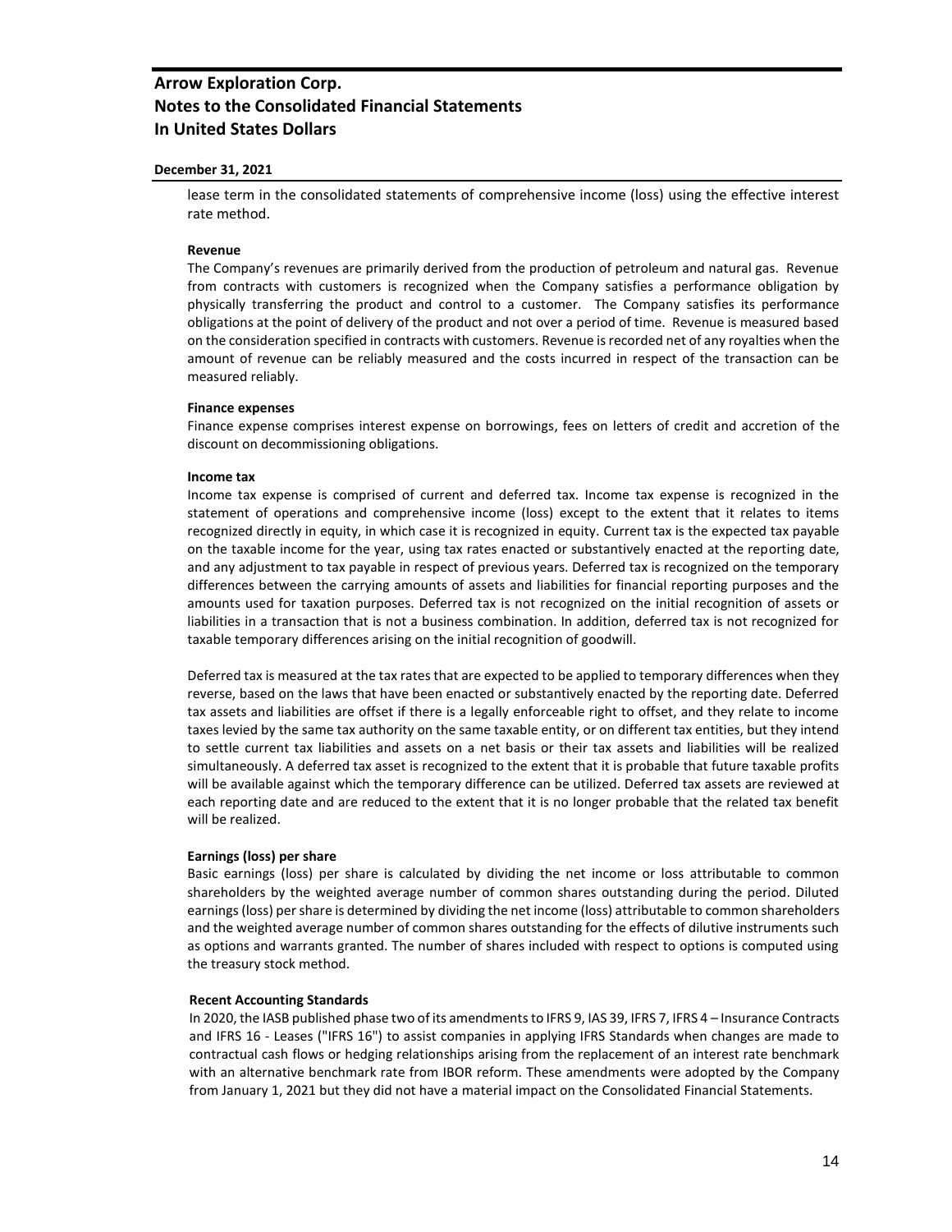lease term in the consolidated statements of comprehensive income (loss) using the effective interest rate method.

**Revenue**

The Company's revenues are primarily derived from the production of petroleum and natural gas. Revenue from contracts with customers is recognized when the Company satisfies a performance obligation by physically transferring the product and control to a customer. The Company satisfies its performance obligations at the point of delivery of the product and not over a period of time. Revenue is measured based on the consideration specified in contracts with customers. Revenue is recorded net of any royalties when the amount of revenue can be reliably measured and the costs incurred in respect of the transaction can be measured reliably.

**Finance expenses**

Finance expense comprises interest expense on borrowings, fees on letters of credit and accretion of the discount on decommissioning obligations.

**Income tax**

Income tax expense is comprised of current and deferred tax. Income tax expense is recognized in the statement of operations and comprehensive income (loss) except to the extent that it relates to items recognized directly in equity, in which case it is recognized in equity. Current tax is the expected tax payable on the taxable income for the year, using tax rates enacted or substantively enacted at the reporting date, and any adjustment to tax payable in respect of previous years. Deferred tax is recognized on the temporary differences between the carrying amounts of assets and liabilities for financial reporting purposes and the amounts used for taxation purposes. Deferred tax is not recognized on the initial recognition of assets or liabilities in a transaction that is not a business combination. In addition, deferred tax is not recognized for taxable temporary differences arising on the initial recognition of goodwill.

Deferred tax is measured at the tax rates that are expected to be applied to temporary differences when they reverse, based on the laws that have been enacted or substantively enacted by the reporting date. Deferred tax assets and liabilities are offset if there is a legally enforceable right to offset, and they relate to income taxes levied by the same tax authority on the same taxable entity, or on different tax entities, but they intend to settle current tax liabilities and assets on a net basis or their tax assets and liabilities will be realized simultaneously. A deferred tax asset is recognized to the extent that it is probable that future taxable profits will be available against which the temporary difference can be utilized. Deferred tax assets are reviewed at each reporting date and are reduced to the extent that it is no longer probable that the related tax benefit will be realized.

**Earnings (loss) per share**

Basic earnings (loss) per share is calculated by dividing the net income or loss attributable to common shareholders by the weighted average number of common shares outstanding during the period. Diluted earnings (loss) per share is determined by dividing the net income (loss) attributable to common shareholders and the weighted average number of common shares outstanding for the effects of dilutive instruments such as options and warrants granted. The number of shares included with respect to options is computed using the treasury stock method.

**Recent Accounting Standards**

In 2020, the IASB published phase two of its amendments to IFRS 9, IAS 39, IFRS 7, IFRS 4 – Insurance Contracts and IFRS 16 - Leases ("IFRS 16") to assist companies in applying IFRS Standards when changes are made to contractual cash flows or hedging relationships arising from the replacement of an interest rate benchmark with an alternative benchmark rate from IBOR reform. These amendments were adopted by the Company from January 1, 2021 but they did not have a material impact on the Consolidated Financial Statements.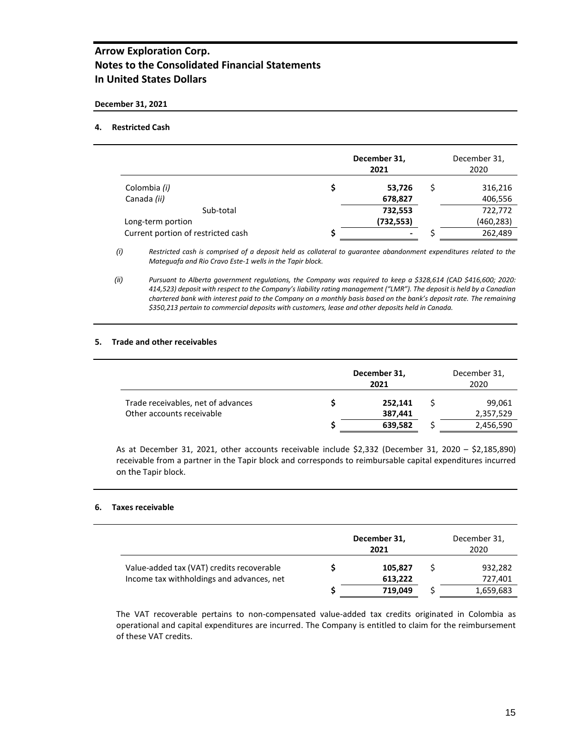# Arrow Exploration Corp.
# Notes to the Consolidated Financial Statements
# In United States Dollars

**December 31, 2021**

## 4. Restricted Cash

| | December 31, 2021 | December 31, 2020 |
|---|---|---|
| Colombia *(i)* | **$ 53,726** | $ 316,216 |
| Canada *(ii)* | **678,827** | 406,556 |
| Sub-total | **732,553** | 722,772 |
| Long-term portion | **(732,553)** | (460,283) |
| Current portion of restricted cash | **$ -** | $ 262,489 |

*(i) Restricted cash is comprised of a deposit held as collateral to guarantee abandonment expenditures related to the Mateguafa and Rio Cravo Este-1 wells in the Tapir block.*

*(ii) Pursuant to Alberta government regulations, the Company was required to keep a $328,614 (CAD $416,600; 2020: 414,523) deposit with respect to the Company's liability rating management ("LMR"). The deposit is held by a Canadian chartered bank with interest paid to the Company on a monthly basis based on the bank's deposit rate. The remaining $350,213 pertain to commercial deposits with customers, lease and other deposits held in Canada.*

## 5. Trade and other receivables

| | December 31, 2021 | December 31, 2020 |
|---|---|---|
| Trade receivables, net of advances | **$ 252,141** | $ 99,061 |
| Other accounts receivable | **387,441** | 2,357,529 |
| | **$ 639,582** | $ 2,456,590 |

As at December 31, 2021, other accounts receivable include $2,332 (December 31, 2020 – $2,185,890) receivable from a partner in the Tapir block and corresponds to reimbursable capital expenditures incurred on the Tapir block.

## 6. Taxes receivable

| | December 31, 2021 | December 31, 2020 |
|---|---|---|
| Value-added tax (VAT) credits recoverable | **$ 105,827** | $ 932,282 |
| Income tax withholdings and advances, net | **613,222** | 727,401 |
| | **$ 719,049** | $ 1,659,683 |

The VAT recoverable pertains to non-compensated value-added tax credits originated in Colombia as operational and capital expenditures are incurred. The Company is entitled to claim for the reimbursement of these VAT credits.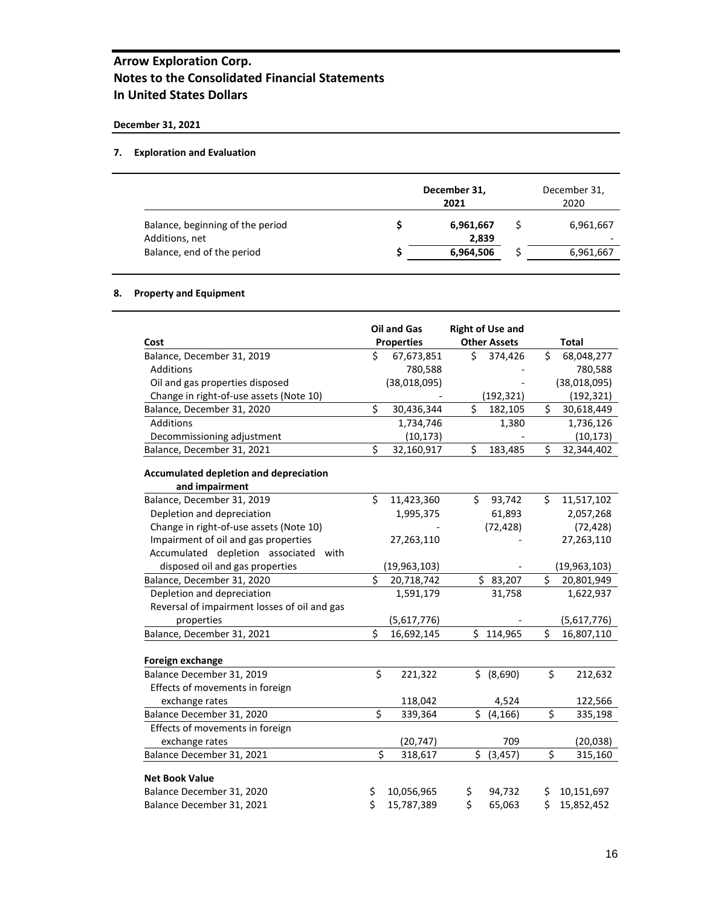# Arrow Exploration Corp.
# Notes to the Consolidated Financial Statements
# In United States Dollars

**December 31, 2021**

## 7. Exploration and Evaluation

| | **December 31, 2021** | December 31, 2020 |
|---|---|---|
| Balance, beginning of the period | **$ 6,961,667** | $ 6,961,667 |
| Additions, net | **2,839** | - |
| Balance, end of the period | **$ 6,964,506** | $ 6,961,667 |

## 8. Property and Equipment

| **Cost** | **Oil and Gas Properties** | **Right of Use and Other Assets** | **Total** |
|---|---|---|---|
| Balance, December 31, 2019 | $ 67,673,851 | $ 374,426 | $ 68,048,277 |
| Additions | 780,588 | - | 780,588 |
| Oil and gas properties disposed | (38,018,095) | - | (38,018,095) |
| Change in right-of-use assets (Note 10) | - | (192,321) | (192,321) |
| Balance, December 31, 2020 | $ 30,436,344 | $ 182,105 | $ 30,618,449 |
| Additions | 1,734,746 | 1,380 | 1,736,126 |
| Decommissioning adjustment | (10,173) | - | (10,173) |
| Balance, December 31, 2021 | $ 32,160,917 | $ 183,485 | $ 32,344,402 |
| **Accumulated depletion and depreciation and impairment** | | | |
| Balance, December 31, 2019 | $ 11,423,360 | $ 93,742 | $ 11,517,102 |
| Depletion and depreciation | 1,995,375 | 61,893 | 2,057,268 |
| Change in right-of-use assets (Note 10) | | (72,428) | (72,428) |
| Impairment of oil and gas properties | 27,263,110 | - | 27,263,110 |
| Accumulated depletion associated with disposed oil and gas properties | (19,963,103) | - | (19,963,103) |
| Balance, December 31, 2020 | $ 20,718,742 | $ 83,207 | $ 20,801,949 |
| Depletion and depreciation | 1,591,179 | 31,758 | 1,622,937 |
| Reversal of impairment losses of oil and gas properties | (5,617,776) | - | (5,617,776) |
| Balance, December 31, 2021 | $ 16,692,145 | $ 114,965 | $ 16,807,110 |
| **Foreign exchange** | | | |
| Balance December 31, 2019 | $ 221,322 | $ (8,690) | $ 212,632 |
| Effects of movements in foreign exchange rates | 118,042 | 4,524 | 122,566 |
| Balance December 31, 2020 | $ 339,364 | $ (4,166) | $ 335,198 |
| Effects of movements in foreign exchange rates | (20,747) | 709 | (20,038) |
| Balance December 31, 2021 | $ 318,617 | $ (3,457) | $ 315,160 |
| **Net Book Value** | | | |
| Balance December 31, 2020 | $ 10,056,965 | $ 94,732 | $ 10,151,697 |
| Balance December 31, 2021 | $ 15,787,389 | $ 65,063 | $ 15,852,452 |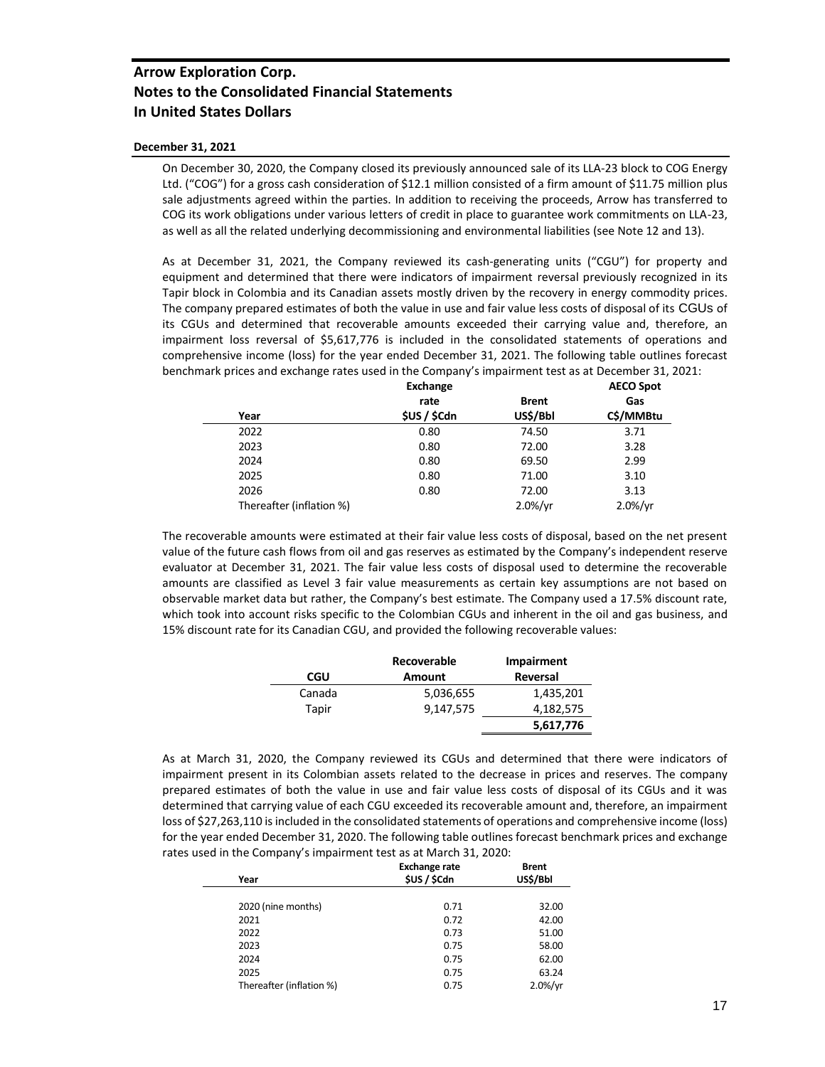On December 30, 2020, the Company closed its previously announced sale of its LLA-23 block to COG Energy Ltd. ("COG") for a gross cash consideration of $12.1 million consisted of a firm amount of $11.75 million plus sale adjustments agreed within the parties. In addition to receiving the proceeds, Arrow has transferred to COG its work obligations under various letters of credit in place to guarantee work commitments on LLA-23, as well as all the related underlying decommissioning and environmental liabilities (see Note 12 and 13).

As at December 31, 2021, the Company reviewed its cash-generating units ("CGU") for property and equipment and determined that there were indicators of impairment reversal previously recognized in its Tapir block in Colombia and its Canadian assets mostly driven by the recovery in energy commodity prices. The company prepared estimates of both the value in use and fair value less costs of disposal of its CGUs of its CGUs and determined that recoverable amounts exceeded their carrying value and, therefore, an impairment loss reversal of $5,617,776 is included in the consolidated statements of operations and comprehensive income (loss) for the year ended December 31, 2021. The following table outlines forecast benchmark prices and exchange rates used in the Company's impairment test as at December 31, 2021:

| Year | Exchange rate $US / $Cdn | Brent US$/Bbl | AECO Spot Gas C$/MMBtu |
|---|---|---|---|
| 2022 | 0.80 | 74.50 | 3.71 |
| 2023 | 0.80 | 72.00 | 3.28 |
| 2024 | 0.80 | 69.50 | 2.99 |
| 2025 | 0.80 | 71.00 | 3.10 |
| 2026 | 0.80 | 72.00 | 3.13 |
| Thereafter (inflation %) | | 2.0%/yr | 2.0%/yr |

The recoverable amounts were estimated at their fair value less costs of disposal, based on the net present value of the future cash flows from oil and gas reserves as estimated by the Company's independent reserve evaluator at December 31, 2021. The fair value less costs of disposal used to determine the recoverable amounts are classified as Level 3 fair value measurements as certain key assumptions are not based on observable market data but rather, the Company's best estimate. The Company used a 17.5% discount rate, which took into account risks specific to the Colombian CGUs and inherent in the oil and gas business, and 15% discount rate for its Canadian CGU, and provided the following recoverable values:

| CGU | Recoverable Amount | Impairment Reversal |
|---|---|---|
| Canada | 5,036,655 | 1,435,201 |
| Tapir | 9,147,575 | 4,182,575 |
| | | **5,617,776** |

As at March 31, 2020, the Company reviewed its CGUs and determined that there were indicators of impairment present in its Colombian assets related to the decrease in prices and reserves. The company prepared estimates of both the value in use and fair value less costs of disposal of its CGUs and it was determined that carrying value of each CGU exceeded its recoverable amount and, therefore, an impairment loss of $27,263,110 is included in the consolidated statements of operations and comprehensive income (loss) for the year ended December 31, 2020. The following table outlines forecast benchmark prices and exchange rates used in the Company's impairment test as at March 31, 2020:

| Year | Exchange rate $US / $Cdn | Brent US$/Bbl |
|---|---|---|
| 2020 (nine months) | 0.71 | 32.00 |
| 2021 | 0.72 | 42.00 |
| 2022 | 0.73 | 51.00 |
| 2023 | 0.75 | 58.00 |
| 2024 | 0.75 | 62.00 |
| 2025 | 0.75 | 63.24 |
| Thereafter (inflation %) | 0.75 | 2.0%/yr |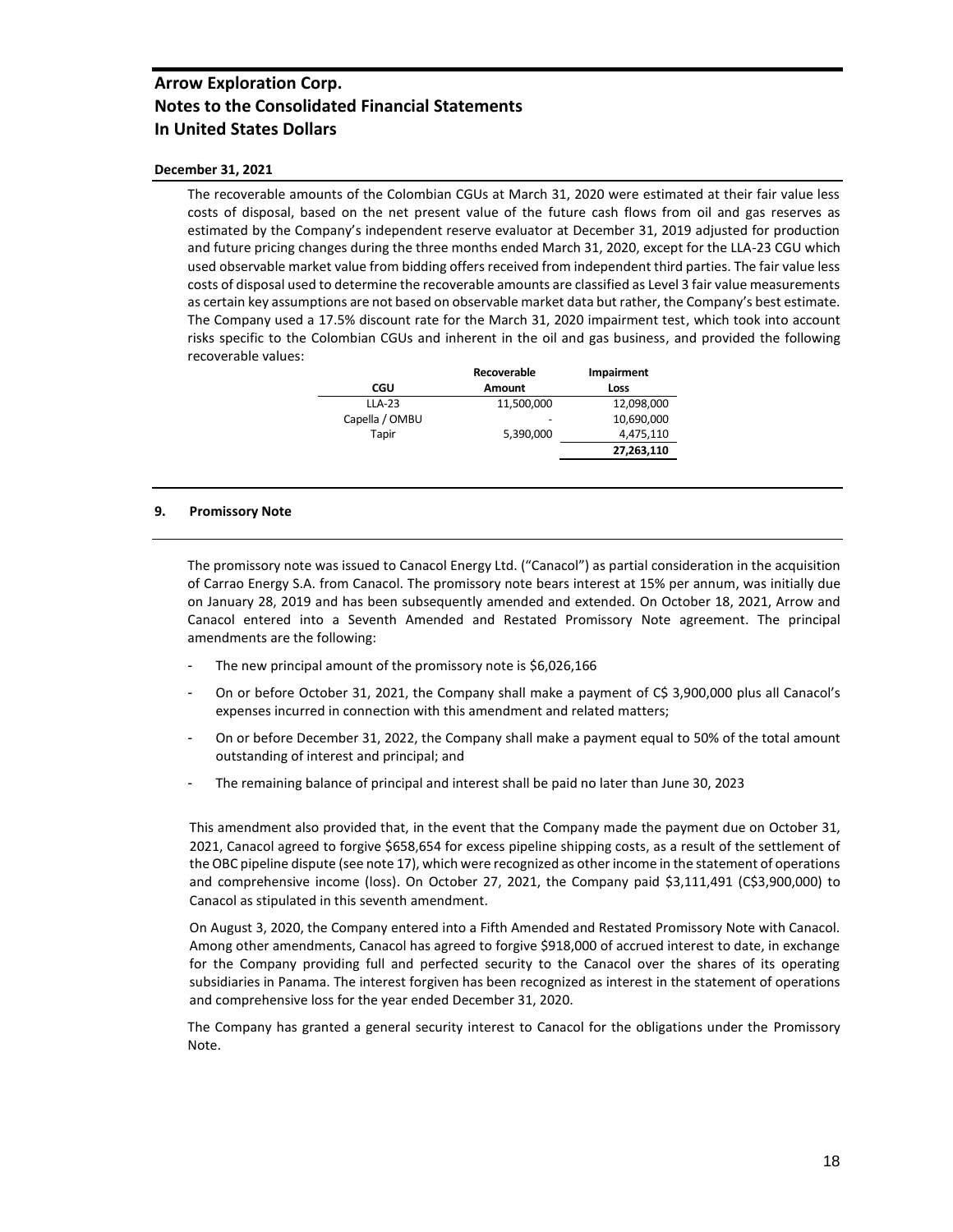**December 31, 2021**

The recoverable amounts of the Colombian CGUs at March 31, 2020 were estimated at their fair value less costs of disposal, based on the net present value of the future cash flows from oil and gas reserves as estimated by the Company's independent reserve evaluator at December 31, 2019 adjusted for production and future pricing changes during the three months ended March 31, 2020, except for the LLA-23 CGU which used observable market value from bidding offers received from independent third parties. The fair value less costs of disposal used to determine the recoverable amounts are classified as Level 3 fair value measurements as certain key assumptions are not based on observable market data but rather, the Company's best estimate. The Company used a 17.5% discount rate for the March 31, 2020 impairment test, which took into account risks specific to the Colombian CGUs and inherent in the oil and gas business, and provided the following recoverable values:

| CGU | Recoverable Amount | Impairment Loss |
|---|---|---|
| LLA-23 | 11,500,000 | 12,098,000 |
| Capella / OMBU | - | 10,690,000 |
| Tapir | 5,390,000 | 4,475,110 |
| | | **27,263,110** |

## 9. Promissory Note

The promissory note was issued to Canacol Energy Ltd. ("Canacol") as partial consideration in the acquisition of Carrao Energy S.A. from Canacol. The promissory note bears interest at 15% per annum, was initially due on January 28, 2019 and has been subsequently amended and extended. On October 18, 2021, Arrow and Canacol entered into a Seventh Amended and Restated Promissory Note agreement. The principal amendments are the following:

- The new principal amount of the promissory note is $6,026,166
- On or before October 31, 2021, the Company shall make a payment of C$ 3,900,000 plus all Canacol's expenses incurred in connection with this amendment and related matters;
- On or before December 31, 2022, the Company shall make a payment equal to 50% of the total amount outstanding of interest and principal; and
- The remaining balance of principal and interest shall be paid no later than June 30, 2023

This amendment also provided that, in the event that the Company made the payment due on October 31, 2021, Canacol agreed to forgive $658,654 for excess pipeline shipping costs, as a result of the settlement of the OBC pipeline dispute (see note 17), which were recognized as other income in the statement of operations and comprehensive income (loss). On October 27, 2021, the Company paid $3,111,491 (C$3,900,000) to Canacol as stipulated in this seventh amendment.

On August 3, 2020, the Company entered into a Fifth Amended and Restated Promissory Note with Canacol. Among other amendments, Canacol has agreed to forgive $918,000 of accrued interest to date, in exchange for the Company providing full and perfected security to the Canacol over the shares of its operating subsidiaries in Panama. The interest forgiven has been recognized as interest in the statement of operations and comprehensive loss for the year ended December 31, 2020.

The Company has granted a general security interest to Canacol for the obligations under the Promissory Note.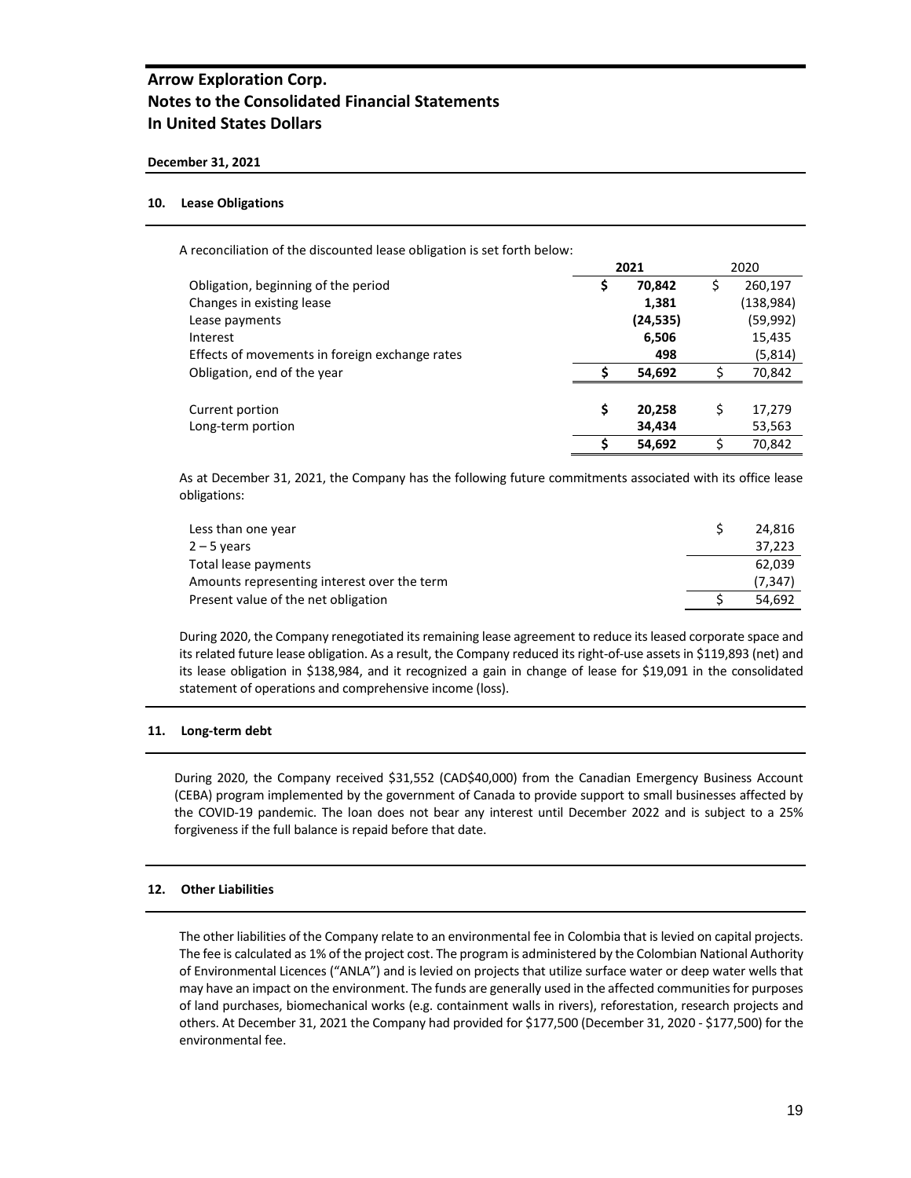# Arrow Exploration Corp.
# Notes to the Consolidated Financial Statements
# In United States Dollars

**December 31, 2021**

## 10. Lease Obligations

A reconciliation of the discounted lease obligation is set forth below:

| | **2021** | 2020 |
|---|---|---|
| Obligation, beginning of the period | **$ 70,842** | $ 260,197 |
| Changes in existing lease | **1,381** | (138,984) |
| Lease payments | **(24,535)** | (59,992) |
| Interest | **6,506** | 15,435 |
| Effects of movements in foreign exchange rates | **498** | (5,814) |
| Obligation, end of the year | **$ 54,692** | $ 70,842 |
| | | |
| Current portion | **$ 20,258** | $ 17,279 |
| Long-term portion | **34,434** | 53,563 |
| | **$ 54,692** | $ 70,842 |

As at December 31, 2021, the Company has the following future commitments associated with its office lease obligations:

| | |
|---|---|
| Less than one year | $ 24,816 |
| 2 – 5 years | 37,223 |
| Total lease payments | 62,039 |
| Amounts representing interest over the term | (7,347) |
| Present value of the net obligation | $ 54,692 |

During 2020, the Company renegotiated its remaining lease agreement to reduce its leased corporate space and its related future lease obligation. As a result, the Company reduced its right-of-use assets in $119,893 (net) and its lease obligation in $138,984, and it recognized a gain in change of lease for $19,091 in the consolidated statement of operations and comprehensive income (loss).

## 11. Long-term debt

During 2020, the Company received $31,552 (CAD$40,000) from the Canadian Emergency Business Account (CEBA) program implemented by the government of Canada to provide support to small businesses affected by the COVID-19 pandemic. The loan does not bear any interest until December 2022 and is subject to a 25% forgiveness if the full balance is repaid before that date.

## 12. Other Liabilities

The other liabilities of the Company relate to an environmental fee in Colombia that is levied on capital projects. The fee is calculated as 1% of the project cost. The program is administered by the Colombian National Authority of Environmental Licences ("ANLA") and is levied on projects that utilize surface water or deep water wells that may have an impact on the environment. The funds are generally used in the affected communities for purposes of land purchases, biomechanical works (e.g. containment walls in rivers), reforestation, research projects and others. At December 31, 2021 the Company had provided for $177,500 (December 31, 2020 - $177,500) for the environmental fee.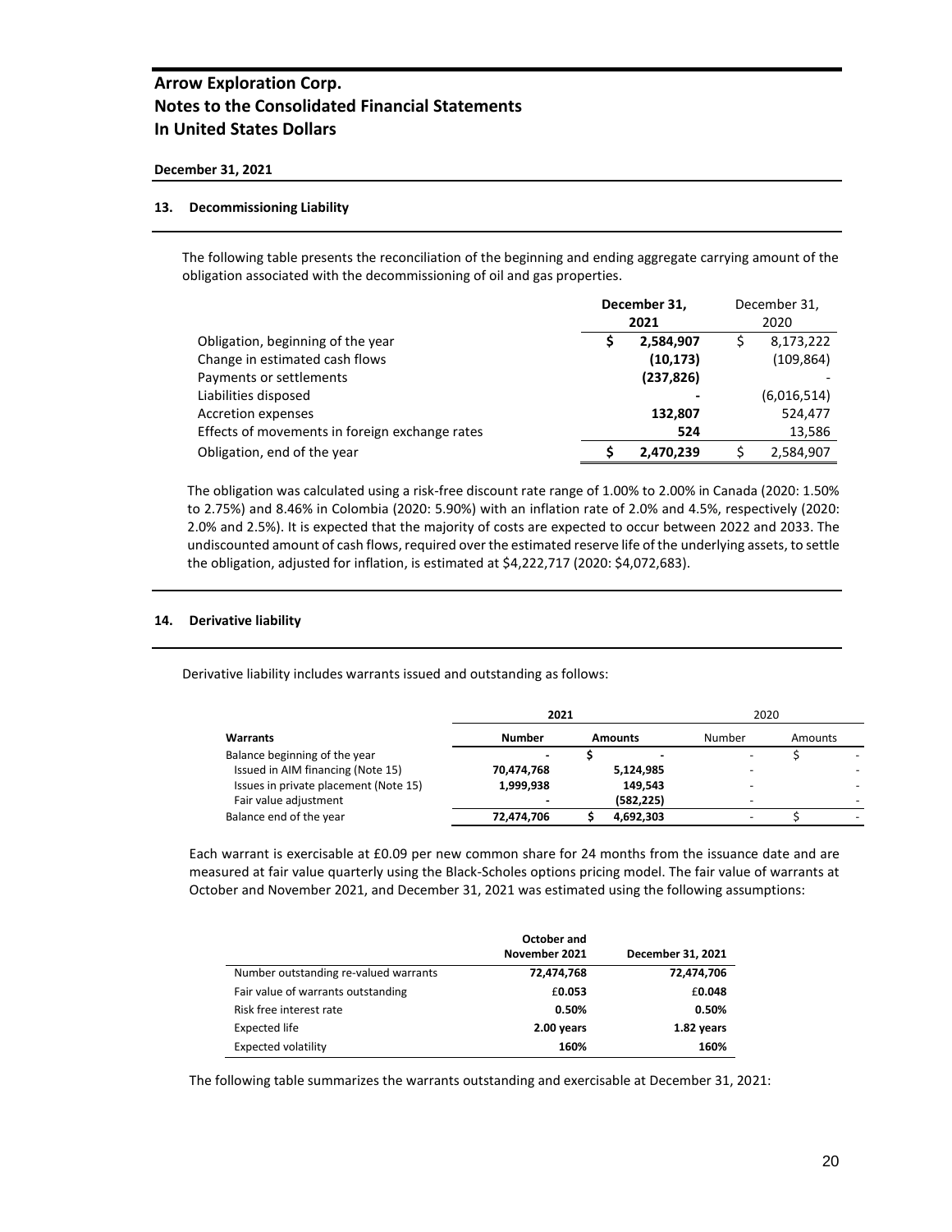# Arrow Exploration Corp.
# Notes to the Consolidated Financial Statements
# In United States Dollars

**December 31, 2021**

## 13. Decommissioning Liability

The following table presents the reconciliation of the beginning and ending aggregate carrying amount of the obligation associated with the decommissioning of oil and gas properties.

| | December 31, 2021 | December 31, 2020 |
|---|---|---|
| Obligation, beginning of the year | $ 2,584,907 | $ 8,173,222 |
| Change in estimated cash flows | (10,173) | (109,864) |
| Payments or settlements | (237,826) | - |
| Liabilities disposed | - | (6,016,514) |
| Accretion expenses | 132,807 | 524,477 |
| Effects of movements in foreign exchange rates | 524 | 13,586 |
| Obligation, end of the year | $ 2,470,239 | $ 2,584,907 |

The obligation was calculated using a risk-free discount rate range of 1.00% to 2.00% in Canada (2020: 1.50% to 2.75%) and 8.46% in Colombia (2020: 5.90%) with an inflation rate of 2.0% and 4.5%, respectively (2020: 2.0% and 2.5%). It is expected that the majority of costs are expected to occur between 2022 and 2033. The undiscounted amount of cash flows, required over the estimated reserve life of the underlying assets, to settle the obligation, adjusted for inflation, is estimated at $4,222,717 (2020: $4,072,683).

## 14. Derivative liability

Derivative liability includes warrants issued and outstanding as follows:

| | 2021 | | 2020 | |
|---|---|---|---|---|
| **Warrants** | **Number** | **Amounts** | Number | Amounts |
| Balance beginning of the year | - | $ - | - | $ - |
| Issued in AIM financing (Note 15) | 70,474,768 | 5,124,985 | - | - |
| Issues in private placement (Note 15) | 1,999,938 | 149,543 | - | - |
| Fair value adjustment | - | (582,225) | - | - |
| Balance end of the year | 72,474,706 | $ 4,692,303 | - | $ - |

Each warrant is exercisable at £0.09 per new common share for 24 months from the issuance date and are measured at fair value quarterly using the Black-Scholes options pricing model. The fair value of warrants at October and November 2021, and December 31, 2021 was estimated using the following assumptions:

| | October and November 2021 | December 31, 2021 |
|---|---|---|
| Number outstanding re-valued warrants | 72,474,768 | 72,474,706 |
| Fair value of warrants outstanding | £0.053 | £0.048 |
| Risk free interest rate | 0.50% | 0.50% |
| Expected life | 2.00 years | 1.82 years |
| Expected volatility | 160% | 160% |

The following table summarizes the warrants outstanding and exercisable at December 31, 2021: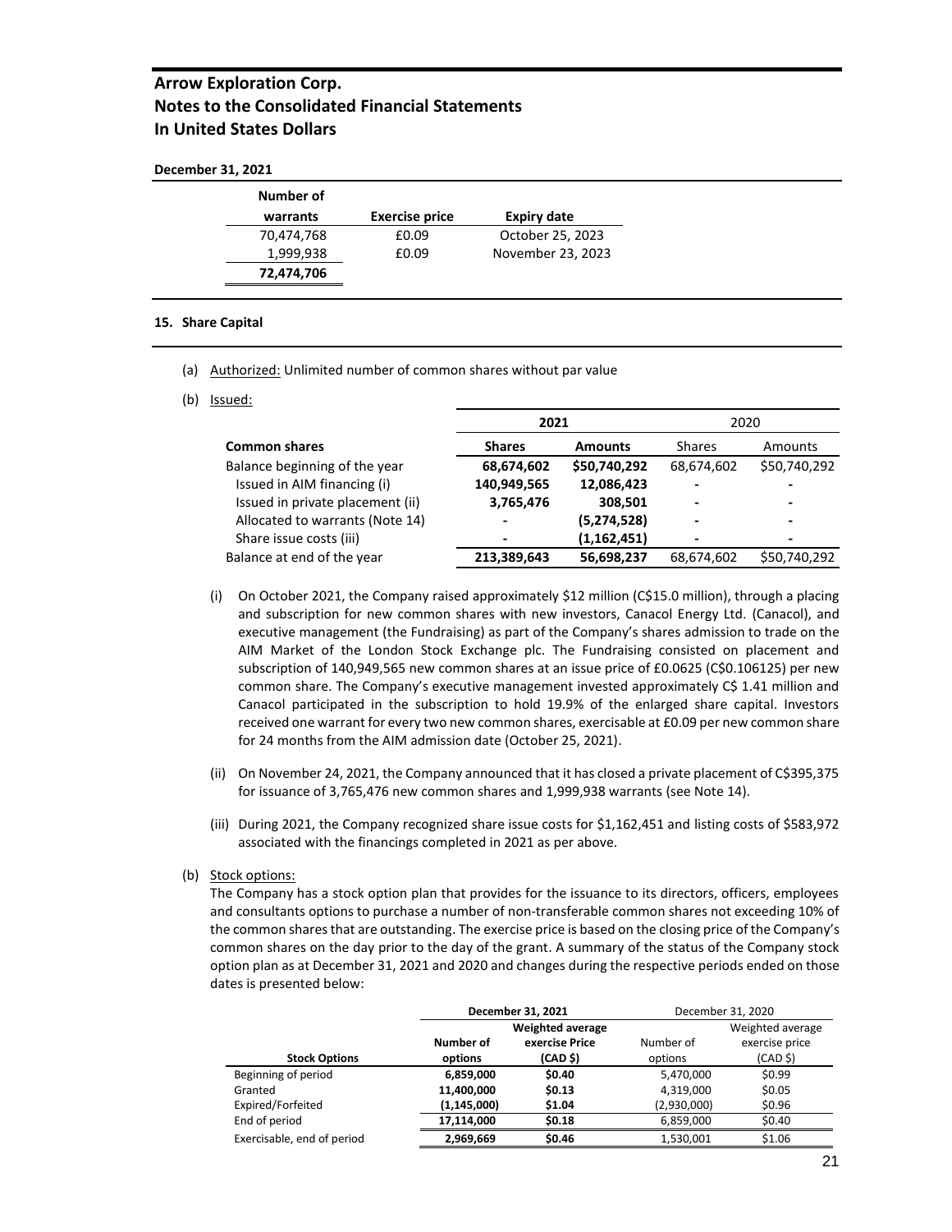**December 31, 2021**

| Number of warrants | Exercise price | Expiry date |
|---|---|---|
| 70,474,768 | £0.09 | October 25, 2023 |
| 1,999,938 | £0.09 | November 23, 2023 |
| **72,474,706** | | |

## 15. Share Capital

(a) Authorized: Unlimited number of common shares without par value

(b) Issued:

| | 2021 | | 2020 | |
|---|---|---|---|---|
| **Common shares** | **Shares** | **Amounts** | Shares | Amounts |
| Balance beginning of the year | **68,674,602** | **$50,740,292** | 68,674,602 | $50,740,292 |
| Issued in AIM financing (i) | **140,949,565** | **12,086,423** | - | - |
| Issued in private placement (ii) | **3,765,476** | **308,501** | - | - |
| Allocated to warrants (Note 14) | - | **(5,274,528)** | - | - |
| Share issue costs (iii) | - | **(1,162,451)** | - | - |
| Balance at end of the year | **213,389,643** | **56,698,237** | 68,674,602 | $50,740,292 |

(i) On October 2021, the Company raised approximately $12 million (C$15.0 million), through a placing and subscription for new common shares with new investors, Canacol Energy Ltd. (Canacol), and executive management (the Fundraising) as part of the Company's shares admission to trade on the AIM Market of the London Stock Exchange plc. The Fundraising consisted on placement and subscription of 140,949,565 new common shares at an issue price of £0.0625 (C$0.106125) per new common share. The Company's executive management invested approximately C$ 1.41 million and Canacol participated in the subscription to hold 19.9% of the enlarged share capital. Investors received one warrant for every two new common shares, exercisable at £0.09 per new common share for 24 months from the AIM admission date (October 25, 2021).

(ii) On November 24, 2021, the Company announced that it has closed a private placement of C$395,375 for issuance of 3,765,476 new common shares and 1,999,938 warrants (see Note 14).

(iii) During 2021, the Company recognized share issue costs for $1,162,451 and listing costs of $583,972 associated with the financings completed in 2021 as per above.

(b) Stock options:

The Company has a stock option plan that provides for the issuance to its directors, officers, employees and consultants options to purchase a number of non-transferable common shares not exceeding 10% of the common shares that are outstanding. The exercise price is based on the closing price of the Company's common shares on the day prior to the day of the grant. A summary of the status of the Company stock option plan as at December 31, 2021 and 2020 and changes during the respective periods ended on those dates is presented below:

| | December 31, 2021 | | December 31, 2020 | |
|---|---|---|---|---|
| **Stock Options** | **Number of options** | **Weighted average exercise Price (CAD $)** | Number of options | Weighted average exercise price (CAD $) |
| Beginning of period | **6,859,000** | **$0.40** | 5,470,000 | $0.99 |
| Granted | **11,400,000** | **$0.13** | 4,319,000 | $0.05 |
| Expired/Forfeited | **(1,145,000)** | **$1.04** | (2,930,000) | $0.96 |
| End of period | **17,114,000** | **$0.18** | 6,859,000 | $0.40 |
| Exercisable, end of period | **2,969,669** | **$0.46** | 1,530,001 | $1.06 |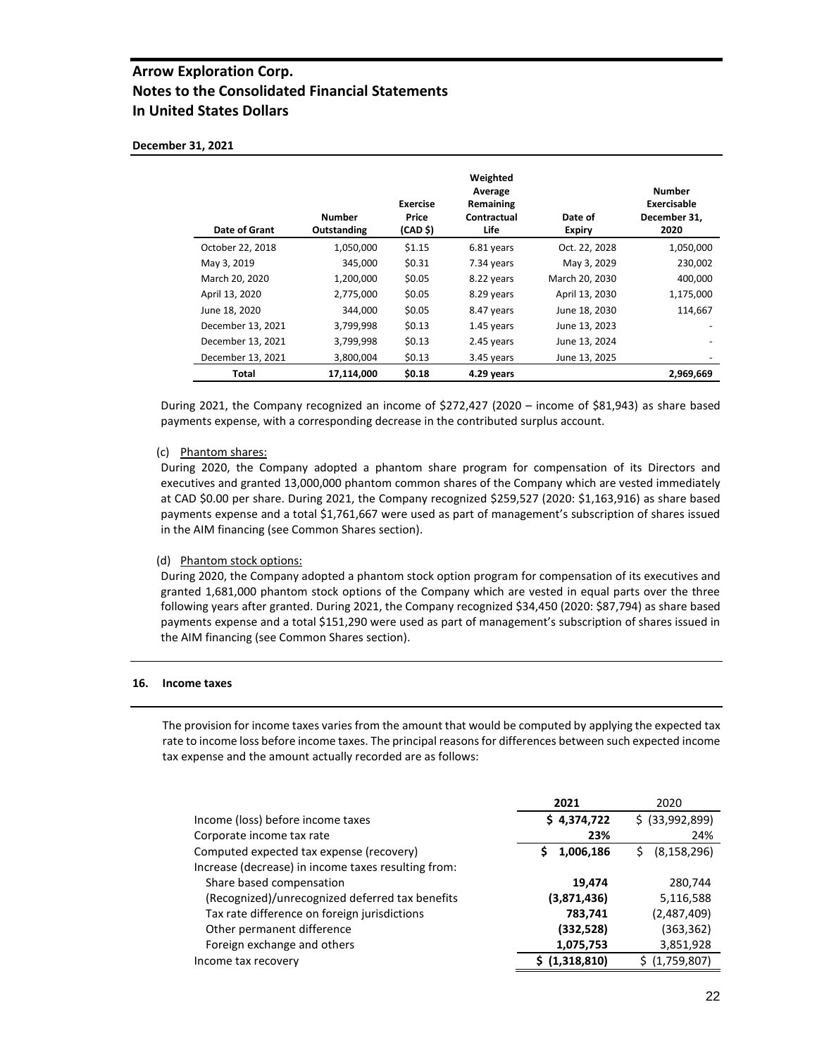**December 31, 2021**

| Date of Grant | Number Outstanding | Exercise Price (CAD $) | Weighted Average Remaining Contractual Life | Date of Expiry | Number Exercisable December 31, 2020 |
|---|---|---|---|---|---|
| October 22, 2018 | 1,050,000 | $1.15 | 6.81 years | Oct. 22, 2028 | 1,050,000 |
| May 3, 2019 | 345,000 | $0.31 | 7.34 years | May 3, 2029 | 230,002 |
| March 20, 2020 | 1,200,000 | $0.05 | 8.22 years | March 20, 2030 | 400,000 |
| April 13, 2020 | 2,775,000 | $0.05 | 8.29 years | April 13, 2030 | 1,175,000 |
| June 18, 2020 | 344,000 | $0.05 | 8.47 years | June 18, 2030 | 114,667 |
| December 13, 2021 | 3,799,998 | $0.13 | 1.45 years | June 13, 2023 | - |
| December 13, 2021 | 3,799,998 | $0.13 | 2.45 years | June 13, 2024 | - |
| December 13, 2021 | 3,800,004 | $0.13 | 3.45 years | June 13, 2025 | - |
| **Total** | **17,114,000** | **$0.18** | **4.29 years** | | **2,969,669** |

During 2021, the Company recognized an income of $272,427 (2020 – income of $81,943) as share based payments expense, with a corresponding decrease in the contributed surplus account.

(c) Phantom shares:

During 2020, the Company adopted a phantom share program for compensation of its Directors and executives and granted 13,000,000 phantom common shares of the Company which are vested immediately at CAD $0.00 per share. During 2021, the Company recognized $259,527 (2020: $1,163,916) as share based payments expense and a total $1,761,667 were used as part of management's subscription of shares issued in the AIM financing (see Common Shares section).

(d) Phantom stock options:

During 2020, the Company adopted a phantom stock option program for compensation of its executives and granted 1,681,000 phantom stock options of the Company which are vested in equal parts over the three following years after granted. During 2021, the Company recognized $34,450 (2020: $87,794) as share based payments expense and a total $151,290 were used as part of management's subscription of shares issued in the AIM financing (see Common Shares section).

## 16. Income taxes

The provision for income taxes varies from the amount that would be computed by applying the expected tax rate to income loss before income taxes. The principal reasons for differences between such expected income tax expense and the amount actually recorded are as follows:

| | 2021 | 2020 |
|---|---|---|
| Income (loss) before income taxes | **$ 4,374,722** | $ (33,992,899) |
| Corporate income tax rate | **23%** | 24% |
| Computed expected tax expense (recovery) | **$ 1,006,186** | $ (8,158,296) |
| Increase (decrease) in income taxes resulting from: | | |
| Share based compensation | **19,474** | 280,744 |
| (Recognized)/unrecognized deferred tax benefits | **(3,871,436)** | 5,116,588 |
| Tax rate difference on foreign jurisdictions | **783,741** | (2,487,409) |
| Other permanent difference | **(332,528)** | (363,362) |
| Foreign exchange and others | **1,075,753** | 3,851,928 |
| Income tax recovery | **$ (1,318,810)** | $ (1,759,807) |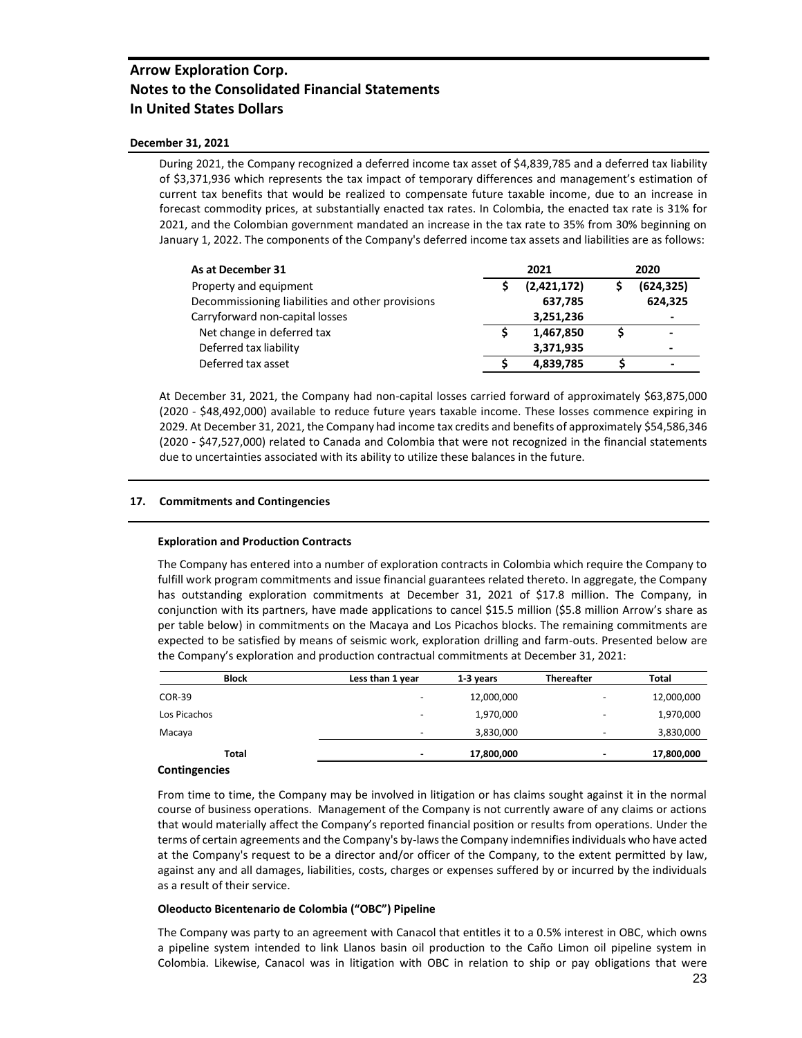# Arrow Exploration Corp.
# Notes to the Consolidated Financial Statements
# In United States Dollars

**December 31, 2021**

During 2021, the Company recognized a deferred income tax asset of $4,839,785 and a deferred tax liability of $3,371,936 which represents the tax impact of temporary differences and management's estimation of current tax benefits that would be realized to compensate future taxable income, due to an increase in forecast commodity prices, at substantially enacted tax rates. In Colombia, the enacted tax rate is 31% for 2021, and the Colombian government mandated an increase in the tax rate to 35% from 30% beginning on January 1, 2022. The components of the Company's deferred income tax assets and liabilities are as follows:

| As at December 31 | 2021 | 2020 |
|---|---|---|
| Property and equipment | $ (2,421,172) | $ (624,325) |
| Decommissioning liabilities and other provisions | 637,785 | 624,325 |
| Carryforward non-capital losses | 3,251,236 | - |
| Net change in deferred tax | $ 1,467,850 | $ - |
| Deferred tax liability | 3,371,935 | - |
| Deferred tax asset | $ 4,839,785 | $ - |

At December 31, 2021, the Company had non-capital losses carried forward of approximately $63,875,000 (2020 - $48,492,000) available to reduce future years taxable income. These losses commence expiring in 2029. At December 31, 2021, the Company had income tax credits and benefits of approximately $54,586,346 (2020 - $47,527,000) related to Canada and Colombia that were not recognized in the financial statements due to uncertainties associated with its ability to utilize these balances in the future.

## 17. Commitments and Contingencies

### Exploration and Production Contracts

The Company has entered into a number of exploration contracts in Colombia which require the Company to fulfill work program commitments and issue financial guarantees related thereto. In aggregate, the Company has outstanding exploration commitments at December 31, 2021 of $17.8 million. The Company, in conjunction with its partners, have made applications to cancel $15.5 million ($5.8 million Arrow's share as per table below) in commitments on the Macaya and Los Picachos blocks. The remaining commitments are expected to be satisfied by means of seismic work, exploration drilling and farm-outs. Presented below are the Company's exploration and production contractual commitments at December 31, 2021:

| Block | Less than 1 year | 1-3 years | Thereafter | Total |
|---|---|---|---|---|
| COR-39 | - | 12,000,000 | - | 12,000,000 |
| Los Picachos | - | 1,970,000 | - | 1,970,000 |
| Macaya | - | 3,830,000 | - | 3,830,000 |
| **Total** | **-** | **17,800,000** | **-** | **17,800,000** |

### Contingencies

From time to time, the Company may be involved in litigation or has claims sought against it in the normal course of business operations. Management of the Company is not currently aware of any claims or actions that would materially affect the Company's reported financial position or results from operations. Under the terms of certain agreements and the Company's by-laws the Company indemnifies individuals who have acted at the Company's request to be a director and/or officer of the Company, to the extent permitted by law, against any and all damages, liabilities, costs, charges or expenses suffered by or incurred by the individuals as a result of their service.

### Oleoducto Bicentenario de Colombia ("OBC") Pipeline

The Company was party to an agreement with Canacol that entitles it to a 0.5% interest in OBC, which owns a pipeline system intended to link Llanos basin oil production to the Caño Limon oil pipeline system in Colombia. Likewise, Canacol was in litigation with OBC in relation to ship or pay obligations that were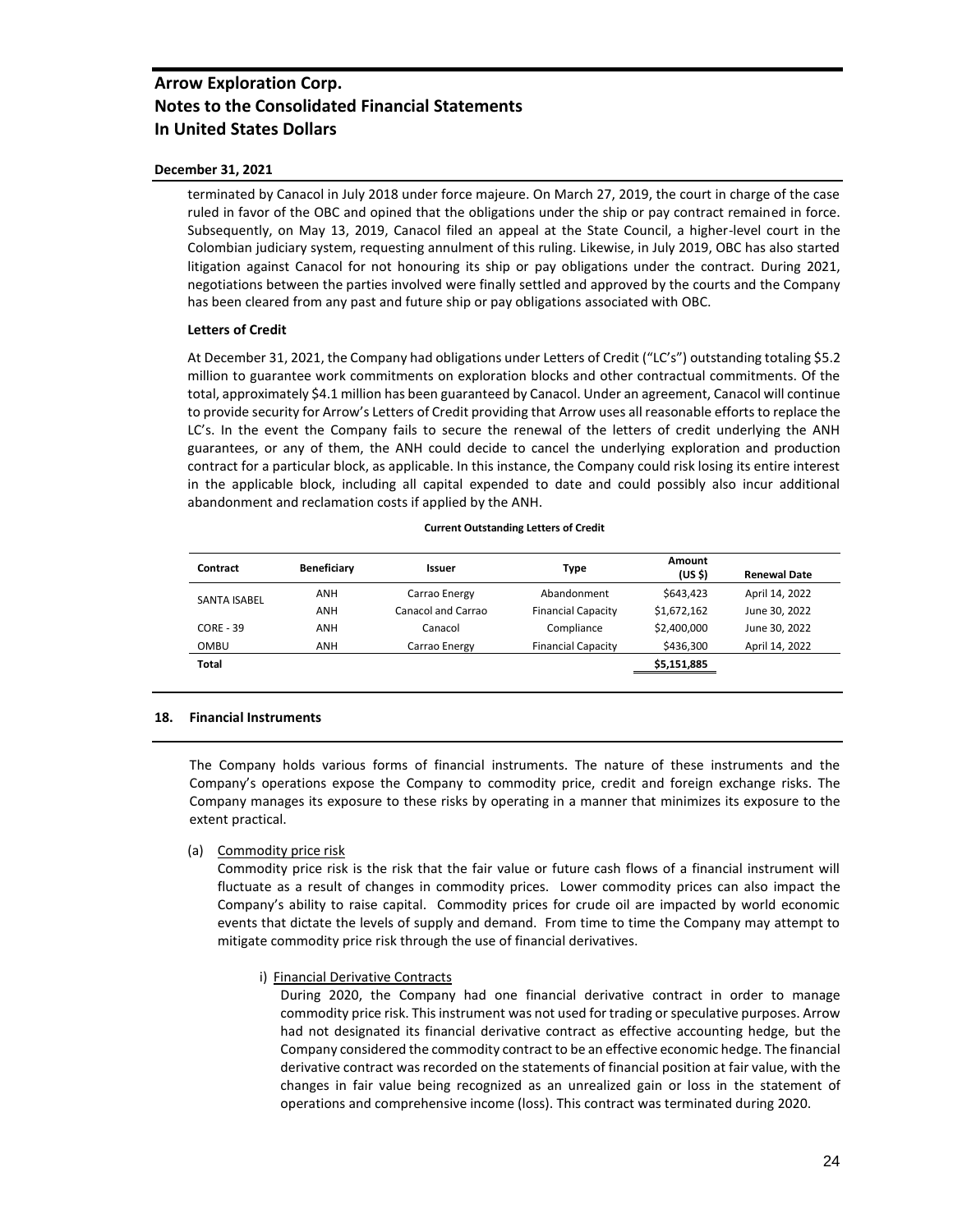terminated by Canacol in July 2018 under force majeure. On March 27, 2019, the court in charge of the case ruled in favor of the OBC and opined that the obligations under the ship or pay contract remained in force. Subsequently, on May 13, 2019, Canacol filed an appeal at the State Council, a higher-level court in the Colombian judiciary system, requesting annulment of this ruling. Likewise, in July 2019, OBC has also started litigation against Canacol for not honouring its ship or pay obligations under the contract. During 2021, negotiations between the parties involved were finally settled and approved by the courts and the Company has been cleared from any past and future ship or pay obligations associated with OBC.

**Letters of Credit**

At December 31, 2021, the Company had obligations under Letters of Credit ("LC's") outstanding totaling $5.2 million to guarantee work commitments on exploration blocks and other contractual commitments. Of the total, approximately $4.1 million has been guaranteed by Canacol. Under an agreement, Canacol will continue to provide security for Arrow's Letters of Credit providing that Arrow uses all reasonable efforts to replace the LC's. In the event the Company fails to secure the renewal of the letters of credit underlying the ANH guarantees, or any of them, the ANH could decide to cancel the underlying exploration and production contract for a particular block, as applicable. In this instance, the Company could risk losing its entire interest in the applicable block, including all capital expended to date and could possibly also incur additional abandonment and reclamation costs if applied by the ANH.

**Current Outstanding Letters of Credit**

| Contract | Beneficiary | Issuer | Type | Amount (US $) | Renewal Date |
|---|---|---|---|---|---|
| SANTA ISABEL | ANH | Carrao Energy | Abandonment | $643,423 | April 14, 2022 |
| | ANH | Canacol and Carrao | Financial Capacity | $1,672,162 | June 30, 2022 |
| CORE - 39 | ANH | Canacol | Compliance | $2,400,000 | June 30, 2022 |
| OMBU | ANH | Carrao Energy | Financial Capacity | $436,300 | April 14, 2022 |
| **Total** | | | | **$5,151,885** | |

## 18. Financial Instruments

The Company holds various forms of financial instruments. The nature of these instruments and the Company's operations expose the Company to commodity price, credit and foreign exchange risks. The Company manages its exposure to these risks by operating in a manner that minimizes its exposure to the extent practical.

(a) Commodity price risk

Commodity price risk is the risk that the fair value or future cash flows of a financial instrument will fluctuate as a result of changes in commodity prices. Lower commodity prices can also impact the Company's ability to raise capital. Commodity prices for crude oil are impacted by world economic events that dictate the levels of supply and demand. From time to time the Company may attempt to mitigate commodity price risk through the use of financial derivatives.

i) Financial Derivative Contracts

During 2020, the Company had one financial derivative contract in order to manage commodity price risk. This instrument was not used for trading or speculative purposes. Arrow had not designated its financial derivative contract as effective accounting hedge, but the Company considered the commodity contract to be an effective economic hedge. The financial derivative contract was recorded on the statements of financial position at fair value, with the changes in fair value being recognized as an unrealized gain or loss in the statement of operations and comprehensive income (loss). This contract was terminated during 2020.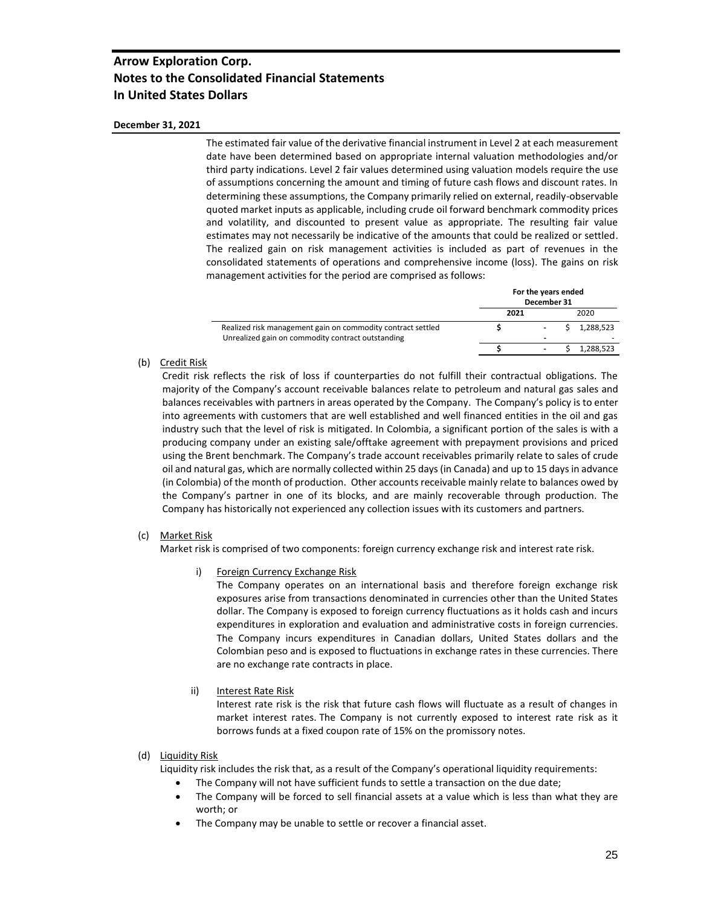The estimated fair value of the derivative financial instrument in Level 2 at each measurement date have been determined based on appropriate internal valuation methodologies and/or third party indications. Level 2 fair values determined using valuation models require the use of assumptions concerning the amount and timing of future cash flows and discount rates. In determining these assumptions, the Company primarily relied on external, readily-observable quoted market inputs as applicable, including crude oil forward benchmark commodity prices and volatility, and discounted to present value as appropriate. The resulting fair value estimates may not necessarily be indicative of the amounts that could be realized or settled. The realized gain on risk management activities is included as part of revenues in the consolidated statements of operations and comprehensive income (loss). The gains on risk management activities for the period are comprised as follows:

| | For the years ended December 31 | |
|---|---|---|
| | **2021** | 2020 |
| Realized risk management gain on commodity contract settled | **$ -** | $ 1,288,523 |
| Unrealized gain on commodity contract outstanding | **-** | - |
| | **$ -** | $ 1,288,523 |

(b) Credit Risk

Credit risk reflects the risk of loss if counterparties do not fulfill their contractual obligations. The majority of the Company's account receivable balances relate to petroleum and natural gas sales and balances receivables with partners in areas operated by the Company. The Company's policy is to enter into agreements with customers that are well established and well financed entities in the oil and gas industry such that the level of risk is mitigated. In Colombia, a significant portion of the sales is with a producing company under an existing sale/offtake agreement with prepayment provisions and priced using the Brent benchmark. The Company's trade account receivables primarily relate to sales of crude oil and natural gas, which are normally collected within 25 days (in Canada) and up to 15 days in advance (in Colombia) of the month of production. Other accounts receivable mainly relate to balances owed by the Company's partner in one of its blocks, and are mainly recoverable through production. The Company has historically not experienced any collection issues with its customers and partners.

(c) Market Risk

Market risk is comprised of two components: foreign currency exchange risk and interest rate risk.

i) Foreign Currency Exchange Risk

The Company operates on an international basis and therefore foreign exchange risk exposures arise from transactions denominated in currencies other than the United States dollar. The Company is exposed to foreign currency fluctuations as it holds cash and incurs expenditures in exploration and evaluation and administrative costs in foreign currencies. The Company incurs expenditures in Canadian dollars, United States dollars and the Colombian peso and is exposed to fluctuations in exchange rates in these currencies. There are no exchange rate contracts in place.

ii) Interest Rate Risk

Interest rate risk is the risk that future cash flows will fluctuate as a result of changes in market interest rates. The Company is not currently exposed to interest rate risk as it borrows funds at a fixed coupon rate of 15% on the promissory notes.

(d) Liquidity Risk

Liquidity risk includes the risk that, as a result of the Company's operational liquidity requirements:

- The Company will not have sufficient funds to settle a transaction on the due date;
- The Company will be forced to sell financial assets at a value which is less than what they are worth; or
- The Company may be unable to settle or recover a financial asset.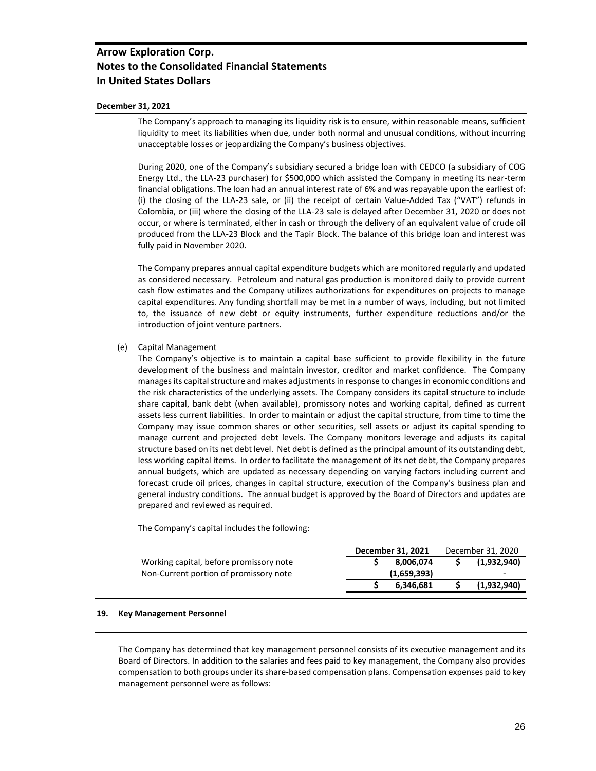The Company's approach to managing its liquidity risk is to ensure, within reasonable means, sufficient liquidity to meet its liabilities when due, under both normal and unusual conditions, without incurring unacceptable losses or jeopardizing the Company's business objectives.

During 2020, one of the Company's subsidiary secured a bridge loan with CEDCO (a subsidiary of COG Energy Ltd., the LLA-23 purchaser) for $500,000 which assisted the Company in meeting its near-term financial obligations. The loan had an annual interest rate of 6% and was repayable upon the earliest of: (i) the closing of the LLA-23 sale, or (ii) the receipt of certain Value-Added Tax ("VAT") refunds in Colombia, or (iii) where the closing of the LLA-23 sale is delayed after December 31, 2020 or does not occur, or where is terminated, either in cash or through the delivery of an equivalent value of crude oil produced from the LLA-23 Block and the Tapir Block. The balance of this bridge loan and interest was fully paid in November 2020.

The Company prepares annual capital expenditure budgets which are monitored regularly and updated as considered necessary. Petroleum and natural gas production is monitored daily to provide current cash flow estimates and the Company utilizes authorizations for expenditures on projects to manage capital expenditures. Any funding shortfall may be met in a number of ways, including, but not limited to, the issuance of new debt or equity instruments, further expenditure reductions and/or the introduction of joint venture partners.

(e) Capital Management

The Company's objective is to maintain a capital base sufficient to provide flexibility in the future development of the business and maintain investor, creditor and market confidence. The Company manages its capital structure and makes adjustments in response to changes in economic conditions and the risk characteristics of the underlying assets. The Company considers its capital structure to include share capital, bank debt (when available), promissory notes and working capital, defined as current assets less current liabilities. In order to maintain or adjust the capital structure, from time to time the Company may issue common shares or other securities, sell assets or adjust its capital spending to manage current and projected debt levels. The Company monitors leverage and adjusts its capital structure based on its net debt level. Net debt is defined as the principal amount of its outstanding debt, less working capital items. In order to facilitate the management of its net debt, the Company prepares annual budgets, which are updated as necessary depending on varying factors including current and forecast crude oil prices, changes in capital structure, execution of the Company's business plan and general industry conditions. The annual budget is approved by the Board of Directors and updates are prepared and reviewed as required.

The Company's capital includes the following:

| | **December 31, 2021** | December 31, 2020 |
|---|---|---|
| Working capital, before promissory note | **$ 8,006,074** | **$ (1,932,940)** |
| Non-Current portion of promissory note | **(1,659,393)** | - |
| | **$ 6,346,681** | **$ (1,932,940)** |

## 19. Key Management Personnel

The Company has determined that key management personnel consists of its executive management and its Board of Directors. In addition to the salaries and fees paid to key management, the Company also provides compensation to both groups under its share-based compensation plans. Compensation expenses paid to key management personnel were as follows: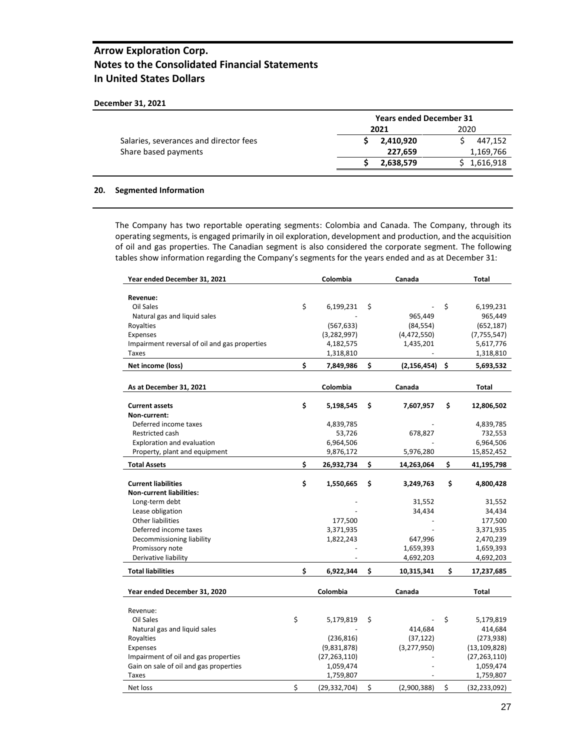**December 31, 2021**

| | Years ended December 31 | |
|---|---|---|
| | **2021** | 2020 |
| Salaries, severances and director fees | **$ 2,410,920** | $ 447,152 |
| Share based payments | **227,659** | 1,169,766 |
| | **$ 2,638,579** | $ 1,616,918 |

## 20. Segmented Information

The Company has two reportable operating segments: Colombia and Canada. The Company, through its operating segments, is engaged primarily in oil exploration, development and production, and the acquisition of oil and gas properties. The Canadian segment is also considered the corporate segment. The following tables show information regarding the Company's segments for the years ended and as at December 31:

| **Year ended December 31, 2021** | **Colombia** | **Canada** | **Total** |
|---|---|---|---|
| **Revenue:** | | | |
| Oil Sales | $ 6,199,231 | $ - | $ 6,199,231 |
| Natural gas and liquid sales | - | 965,449 | 965,449 |
| Royalties | (567,633) | (84,554) | (652,187) |
| Expenses | (3,282,997) | (4,472,550) | (7,755,547) |
| Impairment reversal of oil and gas properties | 4,182,575 | 1,435,201 | 5,617,776 |
| Taxes | 1,318,810 | - | 1,318,810 |
| **Net income (loss)** | **$ 7,849,986** | **$ (2,156,454)** | **$ 5,693,532** |

| **As at December 31, 2021** | **Colombia** | **Canada** | **Total** |
|---|---|---|---|
| **Current assets** | **$ 5,198,545** | **$ 7,607,957** | **$ 12,806,502** |
| **Non-current:** | | | |
| Deferred income taxes | 4,839,785 | - | 4,839,785 |
| Restricted cash | 53,726 | 678,827 | 732,553 |
| Exploration and evaluation | 6,964,506 | - | 6,964,506 |
| Property, plant and equipment | 9,876,172 | 5,976,280 | 15,852,452 |
| **Total Assets** | **$ 26,932,734** | **$ 14,263,064** | **$ 41,195,798** |
| **Current liabilities** | **$ 1,550,665** | **$ 3,249,763** | **$ 4,800,428** |
| **Non-current liabilities:** | | | |
| Long-term debt | - | 31,552 | 31,552 |
| Lease obligation | - | 34,434 | 34,434 |
| Other liabilities | 177,500 | - | 177,500 |
| Deferred income taxes | 3,371,935 | - | 3,371,935 |
| Decommissioning liability | 1,822,243 | 647,996 | 2,470,239 |
| Promissory note | - | 1,659,393 | 1,659,393 |
| Derivative liability | - | 4,692,203 | 4,692,203 |
| **Total liabilities** | **$ 6,922,344** | **$ 10,315,341** | **$ 17,237,685** |

| **Year ended December 31, 2020** | **Colombia** | **Canada** | **Total** |
|---|---|---|---|
| Revenue: | | | |
| Oil Sales | $ 5,179,819 | $ - | $ 5,179,819 |
| Natural gas and liquid sales | - | 414,684 | 414,684 |
| Royalties | (236,816) | (37,122) | (273,938) |
| Expenses | (9,831,878) | (3,277,950) | (13,109,828) |
| Impairment of oil and gas properties | (27,263,110) | - | (27,263,110) |
| Gain on sale of oil and gas properties | 1,059,474 | - | 1,059,474 |
| Taxes | 1,759,807 | - | 1,759,807 |
| Net loss | $ (29,332,704) | $ (2,900,388) | $ (32,233,092) |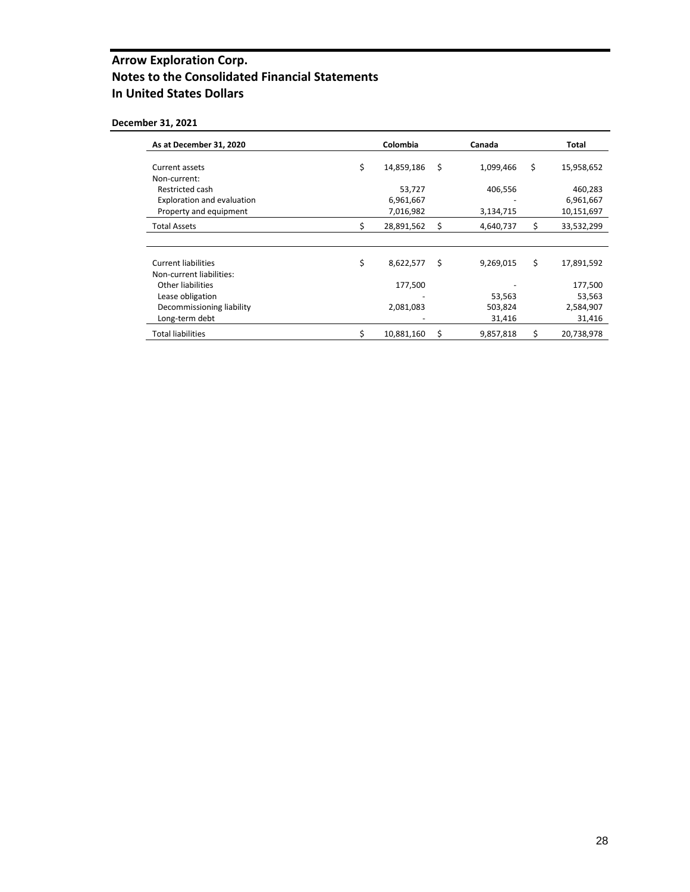# Arrow Exploration Corp.
# Notes to the Consolidated Financial Statements
# In United States Dollars

**December 31, 2021**

| As at December 31, 2020 | Colombia | Canada | Total |
|---|---|---|---|
| Current assets | $ 14,859,186 | $ 1,099,466 | $ 15,958,652 |
| Non-current: | | | |
| Restricted cash | 53,727 | 406,556 | 460,283 |
| Exploration and evaluation | 6,961,667 | - | 6,961,667 |
| Property and equipment | 7,016,982 | 3,134,715 | 10,151,697 |
| Total Assets | $ 28,891,562 | $ 4,640,737 | $ 33,532,299 |

| | | | |
|---|---|---|---|
| Current liabilities | $ 8,622,577 | $ 9,269,015 | $ 17,891,592 |
| Non-current liabilities: | | | |
| Other liabilities | 177,500 | - | 177,500 |
| Lease obligation | - | 53,563 | 53,563 |
| Decommissioning liability | 2,081,083 | 503,824 | 2,584,907 |
| Long-term debt | - | 31,416 | 31,416 |
| Total liabilities | $ 10,881,160 | $ 9,857,818 | $ 20,738,978 |